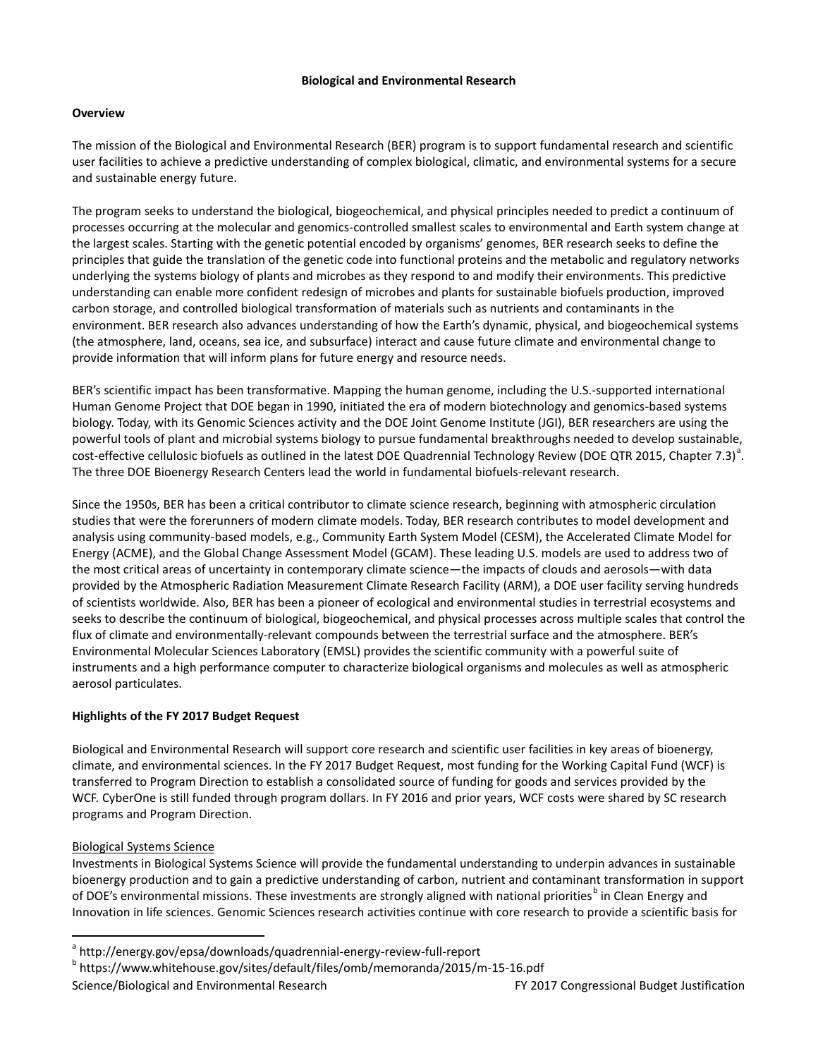# Biological and Environmental Research

## Overview

The mission of the Biological and Environmental Research (BER) program is to support fundamental research and scientific user facilities to achieve a predictive understanding of complex biological, climatic, and environmental systems for a secure and sustainable energy future.

The program seeks to understand the biological, biogeochemical, and physical principles needed to predict a continuum of processes occurring at the molecular and genomics-controlled smallest scales to environmental and Earth system change at the largest scales. Starting with the genetic potential encoded by organisms' genomes, BER research seeks to define the principles that guide the translation of the genetic code into functional proteins and the metabolic and regulatory networks underlying the systems biology of plants and microbes as they respond to and modify their environments. This predictive understanding can enable more confident redesign of microbes and plants for sustainable biofuels production, improved carbon storage, and controlled biological transformation of materials such as nutrients and contaminants in the environment. BER research also advances understanding of how the Earth's dynamic, physical, and biogeochemical systems (the atmosphere, land, oceans, sea ice, and subsurface) interact and cause future climate and environmental change to provide information that will inform plans for future energy and resource needs.

BER's scientific impact has been transformative. Mapping the human genome, including the U.S.-supported international Human Genome Project that DOE began in 1990, initiated the era of modern biotechnology and genomics-based systems biology. Today, with its Genomic Sciences activity and the DOE Joint Genome Institute (JGI), BER researchers are using the powerful tools of plant and microbial systems biology to pursue fundamental breakthroughs needed to develop sustainable, cost-effective cellulosic biofuels as outlined in the latest DOE Quadrennial Technology Review (DOE QTR 2015, Chapter 7.3)[a]. The three DOE Bioenergy Research Centers lead the world in fundamental biofuels-relevant research.

Since the 1950s, BER has been a critical contributor to climate science research, beginning with atmospheric circulation studies that were the forerunners of modern climate models. Today, BER research contributes to model development and analysis using community-based models, e.g., Community Earth System Model (CESM), the Accelerated Climate Model for Energy (ACME), and the Global Change Assessment Model (GCAM). These leading U.S. models are used to address two of the most critical areas of uncertainty in contemporary climate science—the impacts of clouds and aerosols—with data provided by the Atmospheric Radiation Measurement Climate Research Facility (ARM), a DOE user facility serving hundreds of scientists worldwide. Also, BER has been a pioneer of ecological and environmental studies in terrestrial ecosystems and seeks to describe the continuum of biological, biogeochemical, and physical processes across multiple scales that control the flux of climate and environmentally-relevant compounds between the terrestrial surface and the atmosphere. BER's Environmental Molecular Sciences Laboratory (EMSL) provides the scientific community with a powerful suite of instruments and a high performance computer to characterize biological organisms and molecules as well as atmospheric aerosol particulates.

## Highlights of the FY 2017 Budget Request

Biological and Environmental Research will support core research and scientific user facilities in key areas of bioenergy, climate, and environmental sciences. In the FY 2017 Budget Request, most funding for the Working Capital Fund (WCF) is transferred to Program Direction to establish a consolidated source of funding for goods and services provided by the WCF. CyberOne is still funded through program dollars. In FY 2016 and prior years, WCF costs were shared by SC research programs and Program Direction.

### Biological Systems Science

Investments in Biological Systems Science will provide the fundamental understanding to underpin advances in sustainable bioenergy production and to gain a predictive understanding of carbon, nutrient and contaminant transformation in support of DOE's environmental missions. These investments are strongly aligned with national priorities[b] in Clean Energy and Innovation in life sciences. Genomic Sciences research activities continue with core research to provide a scientific basis for

[a] http://energy.gov/epsa/downloads/quadrennial-energy-review-full-report

[b] https://www.whitehouse.gov/sites/default/files/omb/memoranda/2015/m-15-16.pdf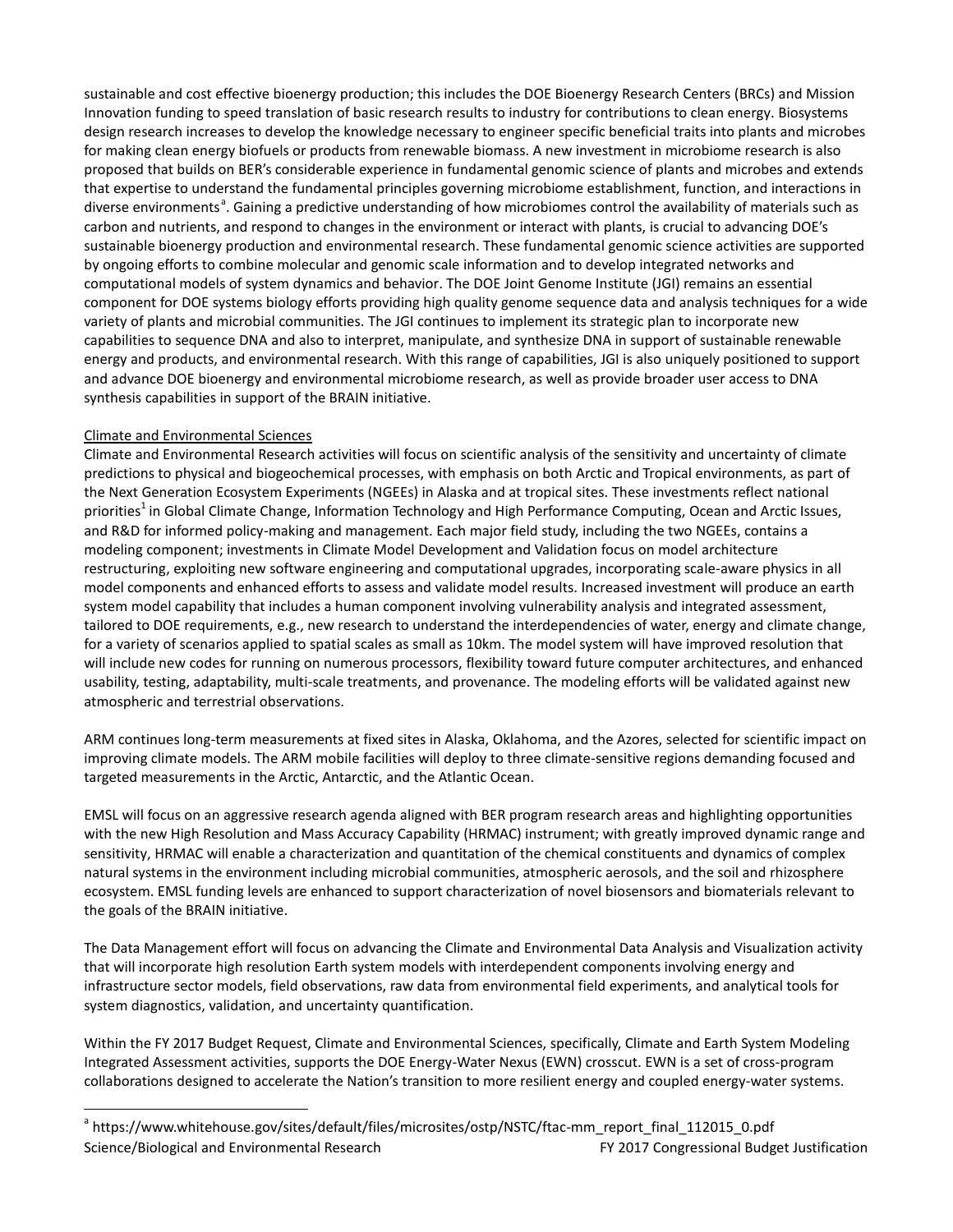sustainable and cost effective bioenergy production; this includes the DOE Bioenergy Research Centers (BRCs) and Mission Innovation funding to speed translation of basic research results to industry for contributions to clean energy. Biosystems design research increases to develop the knowledge necessary to engineer specific beneficial traits into plants and microbes for making clean energy biofuels or products from renewable biomass. A new investment in microbiome research is also proposed that builds on BER's considerable experience in fundamental genomic science of plants and microbes and extends that expertise to understand the fundamental principles governing microbiome establishment, function, and interactions in diverse environments[a]. Gaining a predictive understanding of how microbiomes control the availability of materials such as carbon and nutrients, and respond to changes in the environment or interact with plants, is crucial to advancing DOE's sustainable bioenergy production and environmental research. These fundamental genomic science activities are supported by ongoing efforts to combine molecular and genomic scale information and to develop integrated networks and computational models of system dynamics and behavior. The DOE Joint Genome Institute (JGI) remains an essential component for DOE systems biology efforts providing high quality genome sequence data and analysis techniques for a wide variety of plants and microbial communities. The JGI continues to implement its strategic plan to incorporate new capabilities to sequence DNA and also to interpret, manipulate, and synthesize DNA in support of sustainable renewable energy and products, and environmental research. With this range of capabilities, JGI is also uniquely positioned to support and advance DOE bioenergy and environmental microbiome research, as well as provide broader user access to DNA synthesis capabilities in support of the BRAIN initiative.

Climate and Environmental Sciences

Climate and Environmental Research activities will focus on scientific analysis of the sensitivity and uncertainty of climate predictions to physical and biogeochemical processes, with emphasis on both Arctic and Tropical environments, as part of the Next Generation Ecosystem Experiments (NGEEs) in Alaska and at tropical sites. These investments reflect national priorities[1] in Global Climate Change, Information Technology and High Performance Computing, Ocean and Arctic Issues, and R&D for informed policy-making and management. Each major field study, including the two NGEEs, contains a modeling component; investments in Climate Model Development and Validation focus on model architecture restructuring, exploiting new software engineering and computational upgrades, incorporating scale-aware physics in all model components and enhanced efforts to assess and validate model results. Increased investment will produce an earth system model capability that includes a human component involving vulnerability analysis and integrated assessment, tailored to DOE requirements, e.g., new research to understand the interdependencies of water, energy and climate change, for a variety of scenarios applied to spatial scales as small as 10km. The model system will have improved resolution that will include new codes for running on numerous processors, flexibility toward future computer architectures, and enhanced usability, testing, adaptability, multi-scale treatments, and provenance. The modeling efforts will be validated against new atmospheric and terrestrial observations.

ARM continues long-term measurements at fixed sites in Alaska, Oklahoma, and the Azores, selected for scientific impact on improving climate models. The ARM mobile facilities will deploy to three climate-sensitive regions demanding focused and targeted measurements in the Arctic, Antarctic, and the Atlantic Ocean.

EMSL will focus on an aggressive research agenda aligned with BER program research areas and highlighting opportunities with the new High Resolution and Mass Accuracy Capability (HRMAC) instrument; with greatly improved dynamic range and sensitivity, HRMAC will enable a characterization and quantitation of the chemical constituents and dynamics of complex natural systems in the environment including microbial communities, atmospheric aerosols, and the soil and rhizosphere ecosystem. EMSL funding levels are enhanced to support characterization of novel biosensors and biomaterials relevant to the goals of the BRAIN initiative.

The Data Management effort will focus on advancing the Climate and Environmental Data Analysis and Visualization activity that will incorporate high resolution Earth system models with interdependent components involving energy and infrastructure sector models, field observations, raw data from environmental field experiments, and analytical tools for system diagnostics, validation, and uncertainty quantification.

Within the FY 2017 Budget Request, Climate and Environmental Sciences, specifically, Climate and Earth System Modeling Integrated Assessment activities, supports the DOE Energy-Water Nexus (EWN) crosscut. EWN is a set of cross-program collaborations designed to accelerate the Nation's transition to more resilient energy and coupled energy-water systems.

[a] https://www.whitehouse.gov/sites/default/files/microsites/ostp/NSTC/ftac-mm_report_final_112015_0.pdf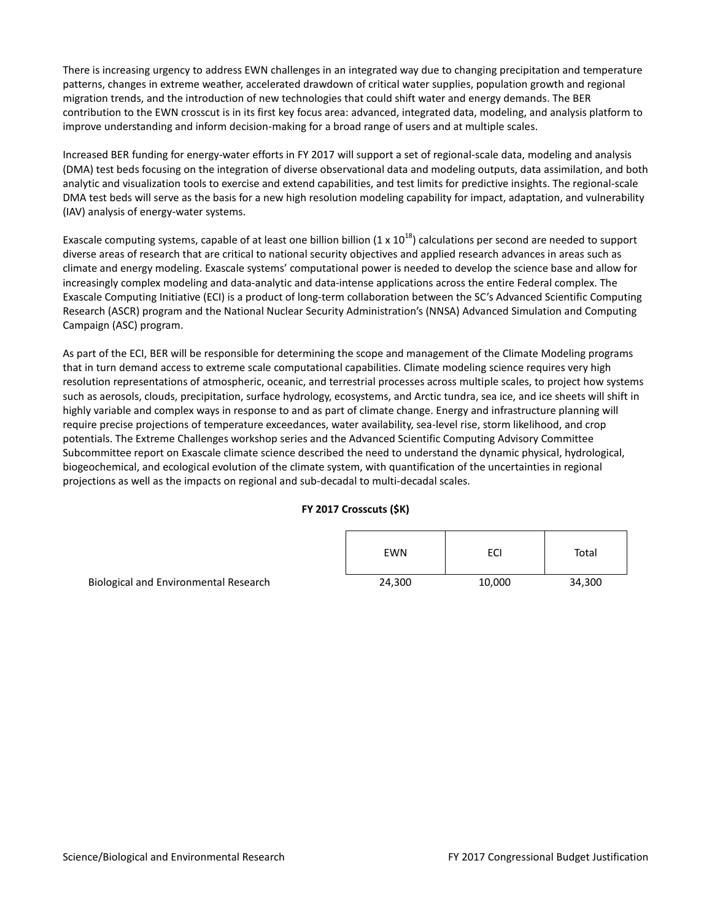There is increasing urgency to address EWN challenges in an integrated way due to changing precipitation and temperature patterns, changes in extreme weather, accelerated drawdown of critical water supplies, population growth and regional migration trends, and the introduction of new technologies that could shift water and energy demands. The BER contribution to the EWN crosscut is in its first key focus area: advanced, integrated data, modeling, and analysis platform to improve understanding and inform decision-making for a broad range of users and at multiple scales.

Increased BER funding for energy-water efforts in FY 2017 will support a set of regional-scale data, modeling and analysis (DMA) test beds focusing on the integration of diverse observational data and modeling outputs, data assimilation, and both analytic and visualization tools to exercise and extend capabilities, and test limits for predictive insights. The regional-scale DMA test beds will serve as the basis for a new high resolution modeling capability for impact, adaptation, and vulnerability (IAV) analysis of energy-water systems.

Exascale computing systems, capable of at least one billion billion ($1 \times 10^{18}$) calculations per second are needed to support diverse areas of research that are critical to national security objectives and applied research advances in areas such as climate and energy modeling. Exascale systems' computational power is needed to develop the science base and allow for increasingly complex modeling and data-analytic and data-intense applications across the entire Federal complex. The Exascale Computing Initiative (ECI) is a product of long-term collaboration between the SC's Advanced Scientific Computing Research (ASCR) program and the National Nuclear Security Administration's (NNSA) Advanced Simulation and Computing Campaign (ASC) program.

As part of the ECI, BER will be responsible for determining the scope and management of the Climate Modeling programs that in turn demand access to extreme scale computational capabilities. Climate modeling science requires very high resolution representations of atmospheric, oceanic, and terrestrial processes across multiple scales, to project how systems such as aerosols, clouds, precipitation, surface hydrology, ecosystems, and Arctic tundra, sea ice, and ice sheets will shift in highly variable and complex ways in response to and as part of climate change. Energy and infrastructure planning will require precise projections of temperature exceedances, water availability, sea-level rise, storm likelihood, and crop potentials. The Extreme Challenges workshop series and the Advanced Scientific Computing Advisory Committee Subcommittee report on Exascale climate science described the need to understand the dynamic physical, hydrological, biogeochemical, and ecological evolution of the climate system, with quantification of the uncertainties in regional projections as well as the impacts on regional and sub-decadal to multi-decadal scales.

**FY 2017 Crosscuts ($K)**

| | EWN | ECI | Total |
|---|---|---|---|
| Biological and Environmental Research | 24,300 | 10,000 | 34,300 |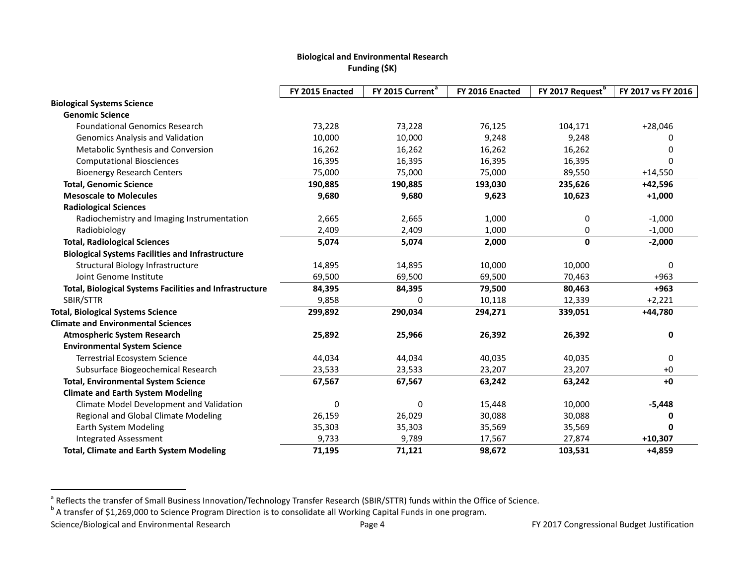**Biological and Environmental Research**
**Funding ($K)**

| | FY 2015 Enacted | FY 2015 Current[a] | FY 2016 Enacted | FY 2017 Request[b] | FY 2017 vs FY 2016 |
|---|---|---|---|---|---|
| **Biological Systems Science** | | | | | |
| **Genomic Science** | | | | | |
| Foundational Genomics Research | 73,228 | 73,228 | 76,125 | 104,171 | +28,046 |
| Genomics Analysis and Validation | 10,000 | 10,000 | 9,248 | 9,248 | 0 |
| Metabolic Synthesis and Conversion | 16,262 | 16,262 | 16,262 | 16,262 | 0 |
| Computational Biosciences | 16,395 | 16,395 | 16,395 | 16,395 | 0 |
| Bioenergy Research Centers | 75,000 | 75,000 | 75,000 | 89,550 | +14,550 |
| **Total, Genomic Science** | **190,885** | **190,885** | **193,030** | **235,626** | **+42,596** |
| **Mesoscale to Molecules** | **9,680** | **9,680** | **9,623** | **10,623** | **+1,000** |
| **Radiological Sciences** | | | | | |
| Radiochemistry and Imaging Instrumentation | 2,665 | 2,665 | 1,000 | 0 | -1,000 |
| Radiobiology | 2,409 | 2,409 | 1,000 | 0 | -1,000 |
| **Total, Radiological Sciences** | **5,074** | **5,074** | **2,000** | **0** | **-2,000** |
| **Biological Systems Facilities and Infrastructure** | | | | | |
| Structural Biology Infrastructure | 14,895 | 14,895 | 10,000 | 10,000 | 0 |
| Joint Genome Institute | 69,500 | 69,500 | 69,500 | 70,463 | +963 |
| **Total, Biological Systems Facilities and Infrastructure** | **84,395** | **84,395** | **79,500** | **80,463** | **+963** |
| SBIR/STTR | 9,858 | 0 | 10,118 | 12,339 | +2,221 |
| **Total, Biological Systems Science** | **299,892** | **290,034** | **294,271** | **339,051** | **+44,780** |
| **Climate and Environmental Sciences** | | | | | |
| **Atmospheric System Research** | **25,892** | **25,966** | **26,392** | **26,392** | **0** |
| **Environmental System Science** | | | | | |
| Terrestrial Ecosystem Science | 44,034 | 44,034 | 40,035 | 40,035 | 0 |
| Subsurface Biogeochemical Research | 23,533 | 23,533 | 23,207 | 23,207 | +0 |
| **Total, Environmental System Science** | **67,567** | **67,567** | **63,242** | **63,242** | **+0** |
| **Climate and Earth System Modeling** | | | | | |
| Climate Model Development and Validation | 0 | 0 | 15,448 | 10,000 | **-5,448** |
| Regional and Global Climate Modeling | 26,159 | 26,029 | 30,088 | 30,088 | **0** |
| Earth System Modeling | 35,303 | 35,303 | 35,569 | 35,569 | **0** |
| Integrated Assessment | 9,733 | 9,789 | 17,567 | 27,874 | **+10,307** |
| **Total, Climate and Earth System Modeling** | **71,195** | **71,121** | **98,672** | **103,531** | **+4,859** |

[a] Reflects the transfer of Small Business Innovation/Technology Transfer Research (SBIR/STTR) funds within the Office of Science.

[b] A transfer of $1,269,000 to Science Program Direction is to consolidate all Working Capital Funds in one program.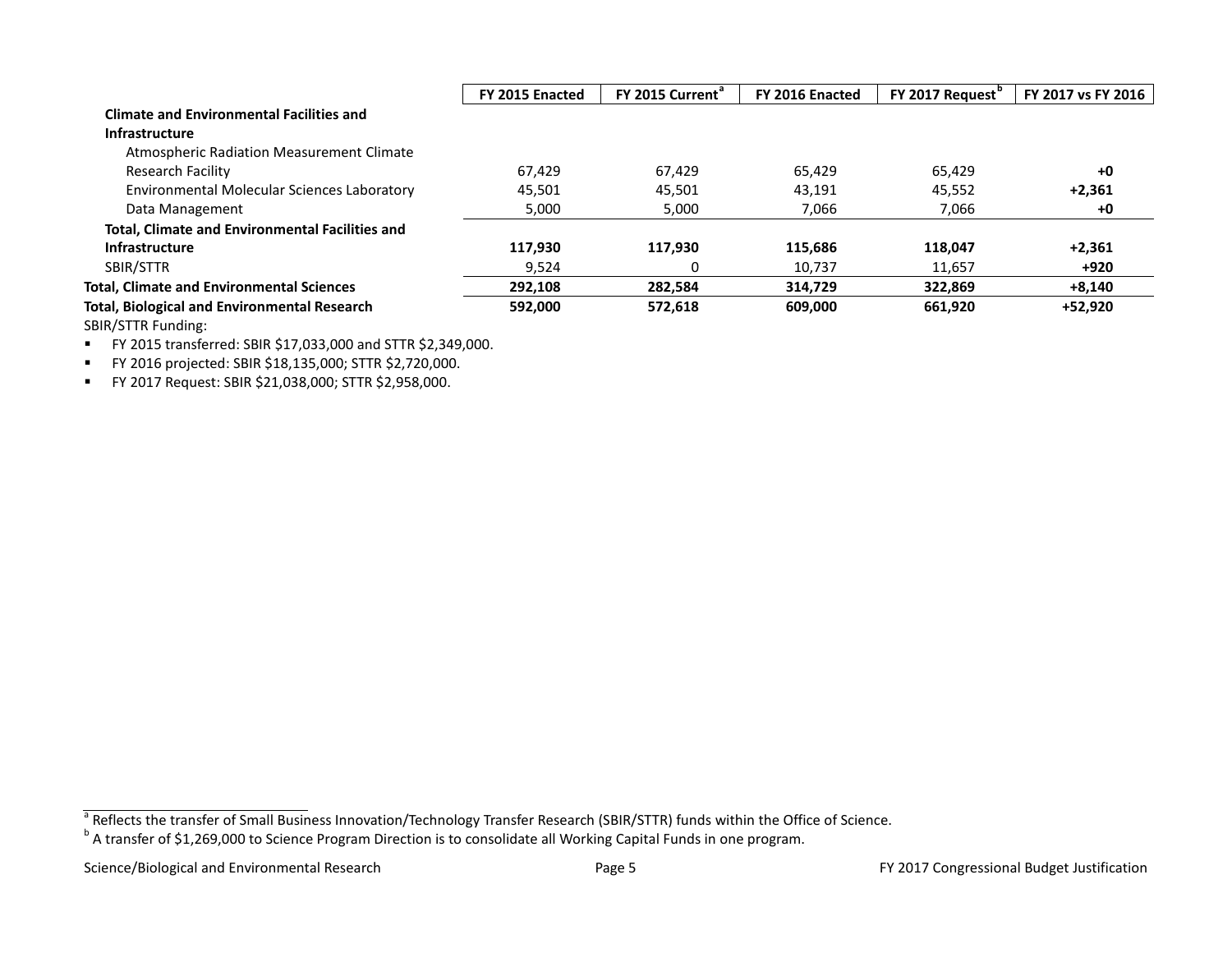| | FY 2015 Enacted | FY 2015 Current[a] | FY 2016 Enacted | FY 2017 Request[b] | FY 2017 vs FY 2016 |
|---|---|---|---|---|---|
| **Climate and Environmental Facilities and Infrastructure** | | | | | |
| Atmospheric Radiation Measurement Climate Research Facility | 67,429 | 67,429 | 65,429 | 65,429 | **+0** |
| Environmental Molecular Sciences Laboratory | 45,501 | 45,501 | 43,191 | 45,552 | **+2,361** |
| Data Management | 5,000 | 5,000 | 7,066 | 7,066 | **+0** |
| **Total, Climate and Environmental Facilities and Infrastructure** | **117,930** | **117,930** | **115,686** | **118,047** | **+2,361** |
| SBIR/STTR | 9,524 | 0 | 10,737 | 11,657 | **+920** |
| **Total, Climate and Environmental Sciences** | **292,108** | **282,584** | **314,729** | **322,869** | **+8,140** |
| **Total, Biological and Environmental Research** | **592,000** | **572,618** | **609,000** | **661,920** | **+52,920** |

SBIR/STTR Funding:

- FY 2015 transferred: SBIR $17,033,000 and STTR $2,349,000.
- FY 2016 projected: SBIR $18,135,000; STTR $2,720,000.
- FY 2017 Request: SBIR $21,038,000; STTR $2,958,000.

[a] Reflects the transfer of Small Business Innovation/Technology Transfer Research (SBIR/STTR) funds within the Office of Science.
[b] A transfer of $1,269,000 to Science Program Direction is to consolidate all Working Capital Funds in one program.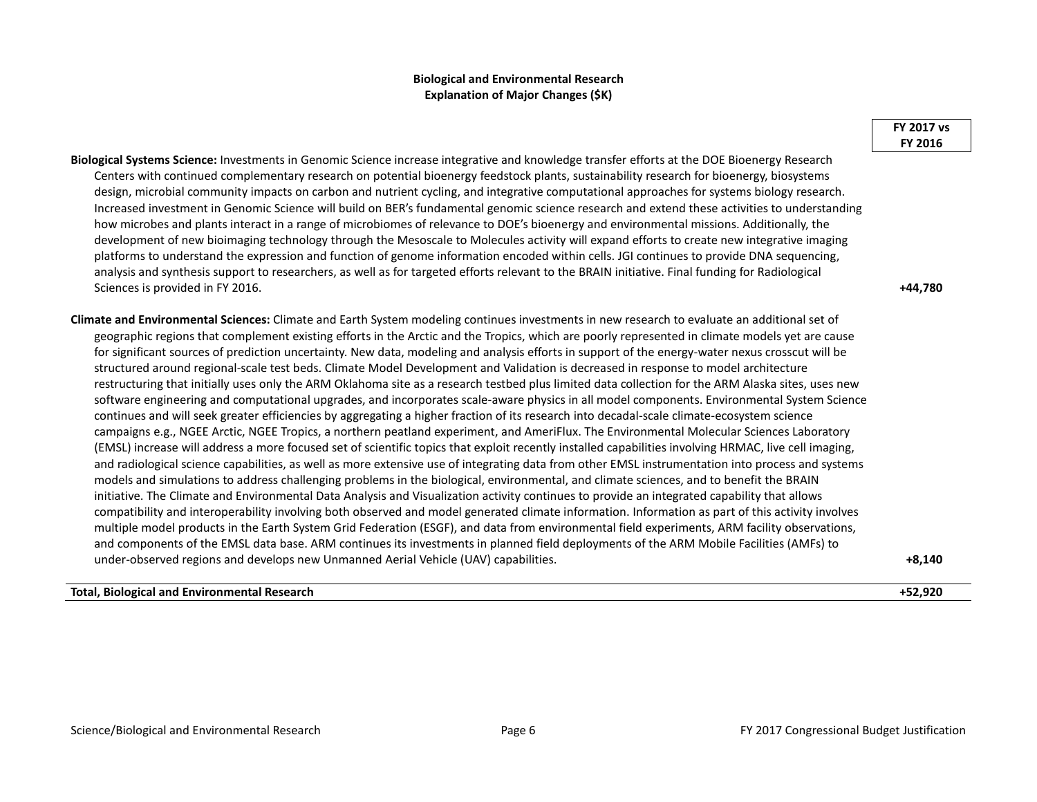## Biological and Environmental Research
## Explanation of Major Changes ($K)

| | FY 2017 vs FY 2016 |
|---|---|
| **Biological Systems Science:** Investments in Genomic Science increase integrative and knowledge transfer efforts at the DOE Bioenergy Research Centers with continued complementary research on potential bioenergy feedstock plants, sustainability research for bioenergy, biosystems design, microbial community impacts on carbon and nutrient cycling, and integrative computational approaches for systems biology research. Increased investment in Genomic Science will build on BER's fundamental genomic science research and extend these activities to understanding how microbes and plants interact in a range of microbiomes of relevance to DOE's bioenergy and environmental missions. Additionally, the development of new bioimaging technology through the Mesoscale to Molecules activity will expand efforts to create new integrative imaging platforms to understand the expression and function of genome information encoded within cells. JGI continues to provide DNA sequencing, analysis and synthesis support to researchers, as well as for targeted efforts relevant to the BRAIN initiative. Final funding for Radiological Sciences is provided in FY 2016. | **+44,780** |
| **Climate and Environmental Sciences:** Climate and Earth System modeling continues investments in new research to evaluate an additional set of geographic regions that complement existing efforts in the Arctic and the Tropics, which are poorly represented in climate models yet are cause for significant sources of prediction uncertainty. New data, modeling and analysis efforts in support of the energy-water nexus crosscut will be structured around regional-scale test beds. Climate Model Development and Validation is decreased in response to model architecture restructuring that initially uses only the ARM Oklahoma site as a research testbed plus limited data collection for the ARM Alaska sites, uses new software engineering and computational upgrades, and incorporates scale-aware physics in all model components. Environmental System Science continues and will seek greater efficiencies by aggregating a higher fraction of its research into decadal-scale climate-ecosystem science campaigns e.g., NGEE Arctic, NGEE Tropics, a northern peatland experiment, and AmeriFlux. The Environmental Molecular Sciences Laboratory (EMSL) increase will address a more focused set of scientific topics that exploit recently installed capabilities involving HRMAC, live cell imaging, and radiological science capabilities, as well as more extensive use of integrating data from other EMSL instrumentation into process and systems models and simulations to address challenging problems in the biological, environmental, and climate sciences, and to benefit the BRAIN initiative. The Climate and Environmental Data Analysis and Visualization activity continues to provide an integrated capability that allows compatibility and interoperability involving both observed and model generated climate information. Information as part of this activity involves multiple model products in the Earth System Grid Federation (ESGF), and data from environmental field experiments, ARM facility observations, and components of the EMSL data base. ARM continues its investments in planned field deployments of the ARM Mobile Facilities (AMFs) to under-observed regions and develops new Unmanned Aerial Vehicle (UAV) capabilities. | **+8,140** |
| **Total, Biological and Environmental Research** | **+52,920** |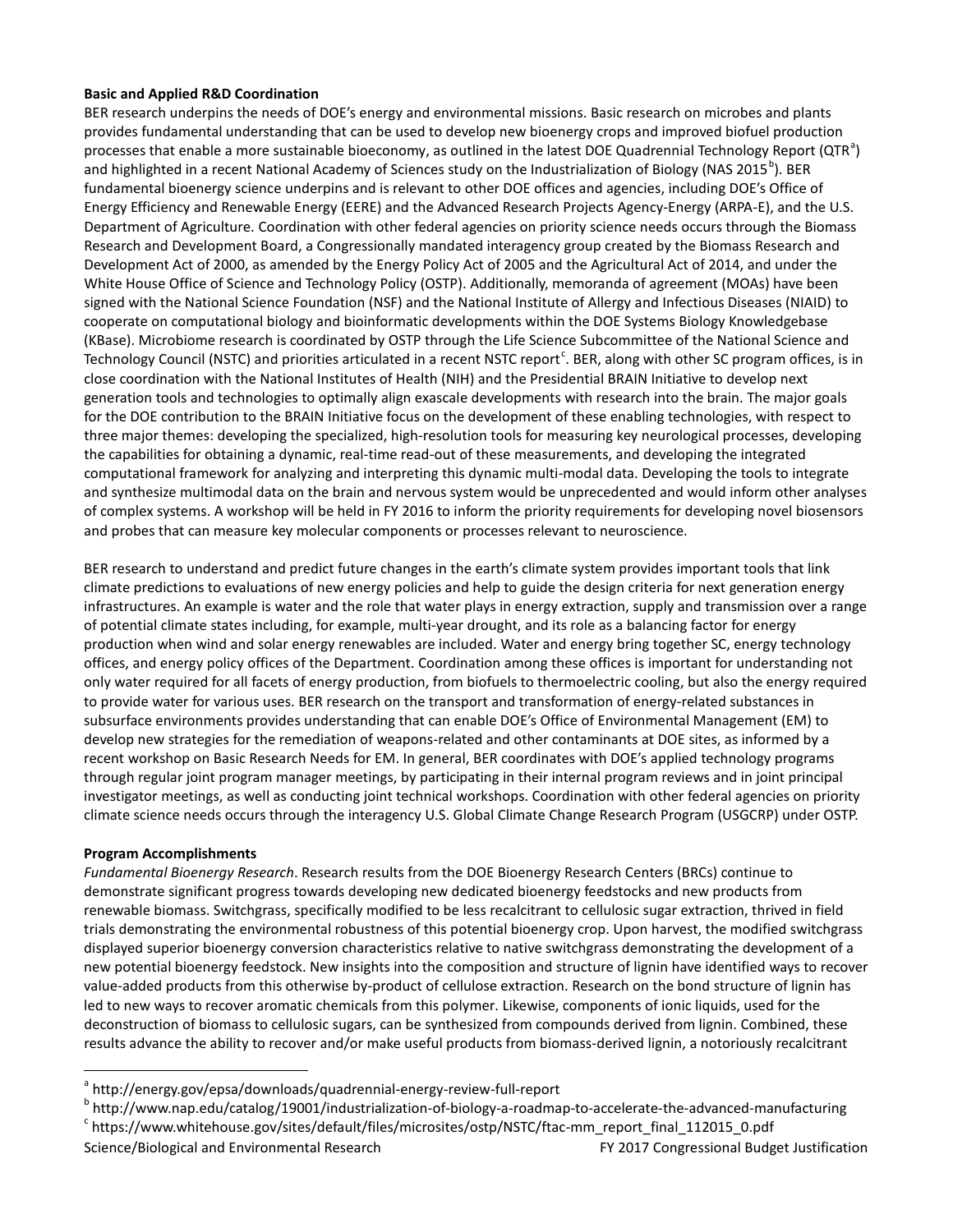**Basic and Applied R&D Coordination**

BER research underpins the needs of DOE's energy and environmental missions. Basic research on microbes and plants provides fundamental understanding that can be used to develop new bioenergy crops and improved biofuel production processes that enable a more sustainable bioeconomy, as outlined in the latest DOE Quadrennial Technology Report (QTR[a]) and highlighted in a recent National Academy of Sciences study on the Industrialization of Biology (NAS 2015[b]). BER fundamental bioenergy science underpins and is relevant to other DOE offices and agencies, including DOE's Office of Energy Efficiency and Renewable Energy (EERE) and the Advanced Research Projects Agency-Energy (ARPA-E), and the U.S. Department of Agriculture. Coordination with other federal agencies on priority science needs occurs through the Biomass Research and Development Board, a Congressionally mandated interagency group created by the Biomass Research and Development Act of 2000, as amended by the Energy Policy Act of 2005 and the Agricultural Act of 2014, and under the White House Office of Science and Technology Policy (OSTP). Additionally, memoranda of agreement (MOAs) have been signed with the National Science Foundation (NSF) and the National Institute of Allergy and Infectious Diseases (NIAID) to cooperate on computational biology and bioinformatic developments within the DOE Systems Biology Knowledgebase (KBase). Microbiome research is coordinated by OSTP through the Life Science Subcommittee of the National Science and Technology Council (NSTC) and priorities articulated in a recent NSTC report[c]. BER, along with other SC program offices, is in close coordination with the National Institutes of Health (NIH) and the Presidential BRAIN Initiative to develop next generation tools and technologies to optimally align exascale developments with research into the brain. The major goals for the DOE contribution to the BRAIN Initiative focus on the development of these enabling technologies, with respect to three major themes: developing the specialized, high-resolution tools for measuring key neurological processes, developing the capabilities for obtaining a dynamic, real-time read-out of these measurements, and developing the integrated computational framework for analyzing and interpreting this dynamic multi-modal data. Developing the tools to integrate and synthesize multimodal data on the brain and nervous system would be unprecedented and would inform other analyses of complex systems. A workshop will be held in FY 2016 to inform the priority requirements for developing novel biosensors and probes that can measure key molecular components or processes relevant to neuroscience.

BER research to understand and predict future changes in the earth's climate system provides important tools that link climate predictions to evaluations of new energy policies and help to guide the design criteria for next generation energy infrastructures. An example is water and the role that water plays in energy extraction, supply and transmission over a range of potential climate states including, for example, multi-year drought, and its role as a balancing factor for energy production when wind and solar energy renewables are included. Water and energy bring together SC, energy technology offices, and energy policy offices of the Department. Coordination among these offices is important for understanding not only water required for all facets of energy production, from biofuels to thermoelectric cooling, but also the energy required to provide water for various uses. BER research on the transport and transformation of energy-related substances in subsurface environments provides understanding that can enable DOE's Office of Environmental Management (EM) to develop new strategies for the remediation of weapons-related and other contaminants at DOE sites, as informed by a recent workshop on Basic Research Needs for EM. In general, BER coordinates with DOE's applied technology programs through regular joint program manager meetings, by participating in their internal program reviews and in joint principal investigator meetings, as well as conducting joint technical workshops. Coordination with other federal agencies on priority climate science needs occurs through the interagency U.S. Global Climate Change Research Program (USGCRP) under OSTP.

**Program Accomplishments**

*Fundamental Bioenergy Research*. Research results from the DOE Bioenergy Research Centers (BRCs) continue to demonstrate significant progress towards developing new dedicated bioenergy feedstocks and new products from renewable biomass. Switchgrass, specifically modified to be less recalcitrant to cellulosic sugar extraction, thrived in field trials demonstrating the environmental robustness of this potential bioenergy crop. Upon harvest, the modified switchgrass displayed superior bioenergy conversion characteristics relative to native switchgrass demonstrating the development of a new potential bioenergy feedstock. New insights into the composition and structure of lignin have identified ways to recover value-added products from this otherwise by-product of cellulose extraction. Research on the bond structure of lignin has led to new ways to recover aromatic chemicals from this polymer. Likewise, components of ionic liquids, used for the deconstruction of biomass to cellulosic sugars, can be synthesized from compounds derived from lignin. Combined, these results advance the ability to recover and/or make useful products from biomass-derived lignin, a notoriously recalcitrant

[a] http://energy.gov/epsa/downloads/quadrennial-energy-review-full-report

[b] http://www.nap.edu/catalog/19001/industrialization-of-biology-a-roadmap-to-accelerate-the-advanced-manufacturing

[c] https://www.whitehouse.gov/sites/default/files/microsites/ostp/NSTC/ftac-mm_report_final_112015_0.pdf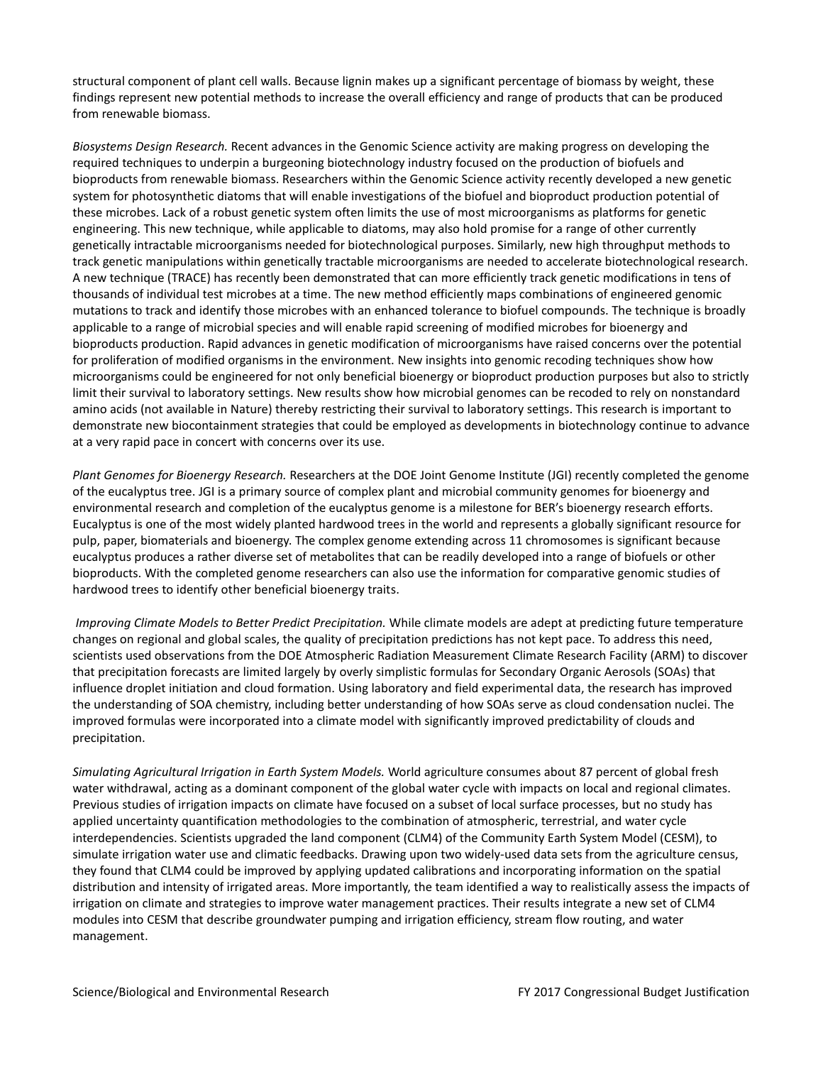structural component of plant cell walls. Because lignin makes up a significant percentage of biomass by weight, these findings represent new potential methods to increase the overall efficiency and range of products that can be produced from renewable biomass.

*Biosystems Design Research.* Recent advances in the Genomic Science activity are making progress on developing the required techniques to underpin a burgeoning biotechnology industry focused on the production of biofuels and bioproducts from renewable biomass. Researchers within the Genomic Science activity recently developed a new genetic system for photosynthetic diatoms that will enable investigations of the biofuel and bioproduct production potential of these microbes. Lack of a robust genetic system often limits the use of most microorganisms as platforms for genetic engineering. This new technique, while applicable to diatoms, may also hold promise for a range of other currently genetically intractable microorganisms needed for biotechnological purposes. Similarly, new high throughput methods to track genetic manipulations within genetically tractable microorganisms are needed to accelerate biotechnological research. A new technique (TRACE) has recently been demonstrated that can more efficiently track genetic modifications in tens of thousands of individual test microbes at a time. The new method efficiently maps combinations of engineered genomic mutations to track and identify those microbes with an enhanced tolerance to biofuel compounds. The technique is broadly applicable to a range of microbial species and will enable rapid screening of modified microbes for bioenergy and bioproducts production. Rapid advances in genetic modification of microorganisms have raised concerns over the potential for proliferation of modified organisms in the environment. New insights into genomic recoding techniques show how microorganisms could be engineered for not only beneficial bioenergy or bioproduct production purposes but also to strictly limit their survival to laboratory settings. New results show how microbial genomes can be recoded to rely on nonstandard amino acids (not available in Nature) thereby restricting their survival to laboratory settings. This research is important to demonstrate new biocontainment strategies that could be employed as developments in biotechnology continue to advance at a very rapid pace in concert with concerns over its use.

*Plant Genomes for Bioenergy Research.* Researchers at the DOE Joint Genome Institute (JGI) recently completed the genome of the eucalyptus tree. JGI is a primary source of complex plant and microbial community genomes for bioenergy and environmental research and completion of the eucalyptus genome is a milestone for BER's bioenergy research efforts. Eucalyptus is one of the most widely planted hardwood trees in the world and represents a globally significant resource for pulp, paper, biomaterials and bioenergy. The complex genome extending across 11 chromosomes is significant because eucalyptus produces a rather diverse set of metabolites that can be readily developed into a range of biofuels or other bioproducts. With the completed genome researchers can also use the information for comparative genomic studies of hardwood trees to identify other beneficial bioenergy traits.

*Improving Climate Models to Better Predict Precipitation.* While climate models are adept at predicting future temperature changes on regional and global scales, the quality of precipitation predictions has not kept pace. To address this need, scientists used observations from the DOE Atmospheric Radiation Measurement Climate Research Facility (ARM) to discover that precipitation forecasts are limited largely by overly simplistic formulas for Secondary Organic Aerosols (SOAs) that influence droplet initiation and cloud formation. Using laboratory and field experimental data, the research has improved the understanding of SOA chemistry, including better understanding of how SOAs serve as cloud condensation nuclei. The improved formulas were incorporated into a climate model with significantly improved predictability of clouds and precipitation.

*Simulating Agricultural Irrigation in Earth System Models.* World agriculture consumes about 87 percent of global fresh water withdrawal, acting as a dominant component of the global water cycle with impacts on local and regional climates. Previous studies of irrigation impacts on climate have focused on a subset of local surface processes, but no study has applied uncertainty quantification methodologies to the combination of atmospheric, terrestrial, and water cycle interdependencies. Scientists upgraded the land component (CLM4) of the Community Earth System Model (CESM), to simulate irrigation water use and climatic feedbacks. Drawing upon two widely-used data sets from the agriculture census, they found that CLM4 could be improved by applying updated calibrations and incorporating information on the spatial distribution and intensity of irrigated areas. More importantly, the team identified a way to realistically assess the impacts of irrigation on climate and strategies to improve water management practices. Their results integrate a new set of CLM4 modules into CESM that describe groundwater pumping and irrigation efficiency, stream flow routing, and water management.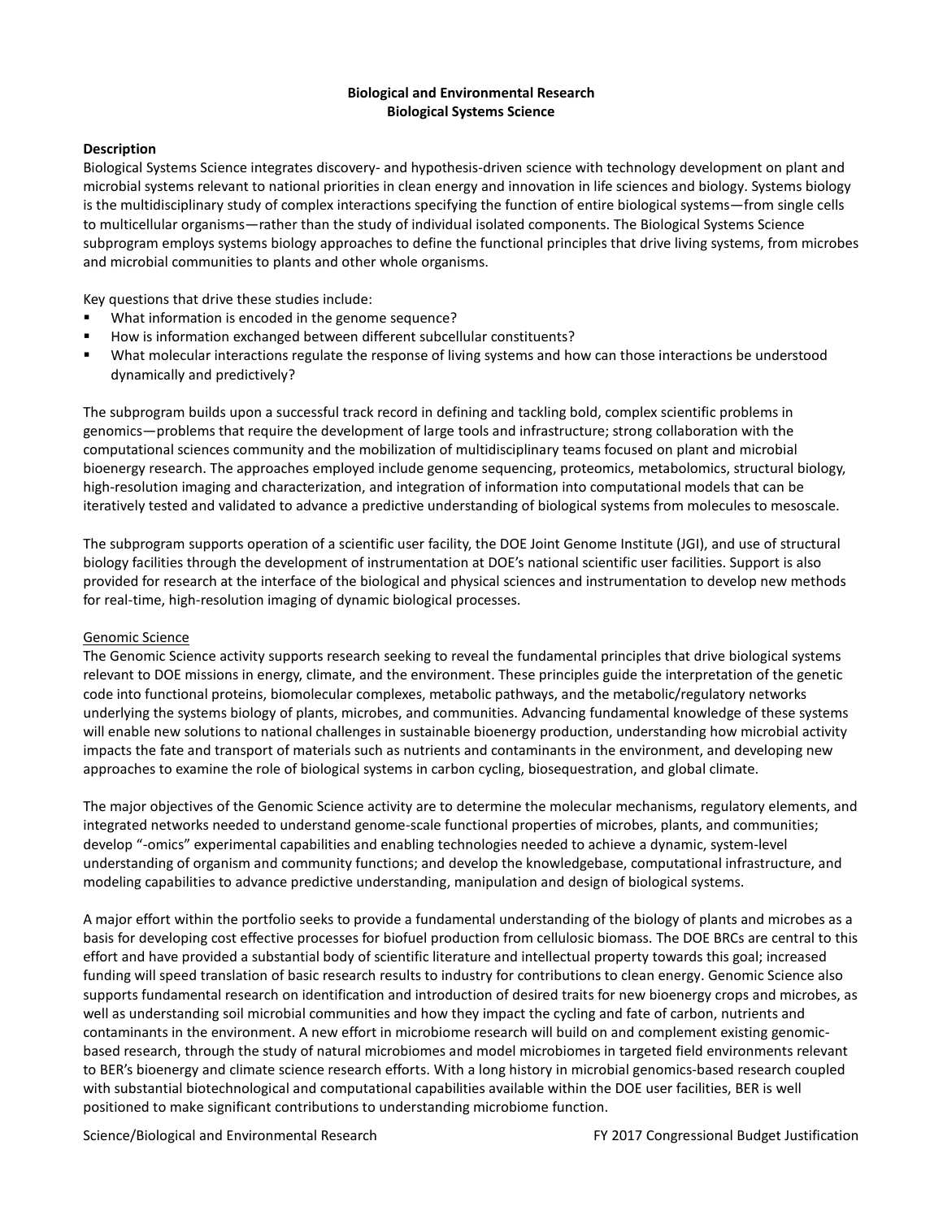# Biological and Environmental Research
## Biological Systems Science

### Description

Biological Systems Science integrates discovery- and hypothesis-driven science with technology development on plant and microbial systems relevant to national priorities in clean energy and innovation in life sciences and biology. Systems biology is the multidisciplinary study of complex interactions specifying the function of entire biological systems—from single cells to multicellular organisms—rather than the study of individual isolated components. The Biological Systems Science subprogram employs systems biology approaches to define the functional principles that drive living systems, from microbes and microbial communities to plants and other whole organisms.

Key questions that drive these studies include:

- What information is encoded in the genome sequence?
- How is information exchanged between different subcellular constituents?
- What molecular interactions regulate the response of living systems and how can those interactions be understood dynamically and predictively?

The subprogram builds upon a successful track record in defining and tackling bold, complex scientific problems in genomics—problems that require the development of large tools and infrastructure; strong collaboration with the computational sciences community and the mobilization of multidisciplinary teams focused on plant and microbial bioenergy research. The approaches employed include genome sequencing, proteomics, metabolomics, structural biology, high-resolution imaging and characterization, and integration of information into computational models that can be iteratively tested and validated to advance a predictive understanding of biological systems from molecules to mesoscale.

The subprogram supports operation of a scientific user facility, the DOE Joint Genome Institute (JGI), and use of structural biology facilities through the development of instrumentation at DOE's national scientific user facilities. Support is also provided for research at the interface of the biological and physical sciences and instrumentation to develop new methods for real-time, high-resolution imaging of dynamic biological processes.

<u>Genomic Science</u>

The Genomic Science activity supports research seeking to reveal the fundamental principles that drive biological systems relevant to DOE missions in energy, climate, and the environment. These principles guide the interpretation of the genetic code into functional proteins, biomolecular complexes, metabolic pathways, and the metabolic/regulatory networks underlying the systems biology of plants, microbes, and communities. Advancing fundamental knowledge of these systems will enable new solutions to national challenges in sustainable bioenergy production, understanding how microbial activity impacts the fate and transport of materials such as nutrients and contaminants in the environment, and developing new approaches to examine the role of biological systems in carbon cycling, biosequestration, and global climate.

The major objectives of the Genomic Science activity are to determine the molecular mechanisms, regulatory elements, and integrated networks needed to understand genome-scale functional properties of microbes, plants, and communities; develop "-omics" experimental capabilities and enabling technologies needed to achieve a dynamic, system-level understanding of organism and community functions; and develop the knowledgebase, computational infrastructure, and modeling capabilities to advance predictive understanding, manipulation and design of biological systems.

A major effort within the portfolio seeks to provide a fundamental understanding of the biology of plants and microbes as a basis for developing cost effective processes for biofuel production from cellulosic biomass. The DOE BRCs are central to this effort and have provided a substantial body of scientific literature and intellectual property towards this goal; increased funding will speed translation of basic research results to industry for contributions to clean energy. Genomic Science also supports fundamental research on identification and introduction of desired traits for new bioenergy crops and microbes, as well as understanding soil microbial communities and how they impact the cycling and fate of carbon, nutrients and contaminants in the environment. A new effort in microbiome research will build on and complement existing genomic-based research, through the study of natural microbiomes and model microbiomes in targeted field environments relevant to BER's bioenergy and climate science research efforts. With a long history in microbial genomics-based research coupled with substantial biotechnological and computational capabilities available within the DOE user facilities, BER is well positioned to make significant contributions to understanding microbiome function.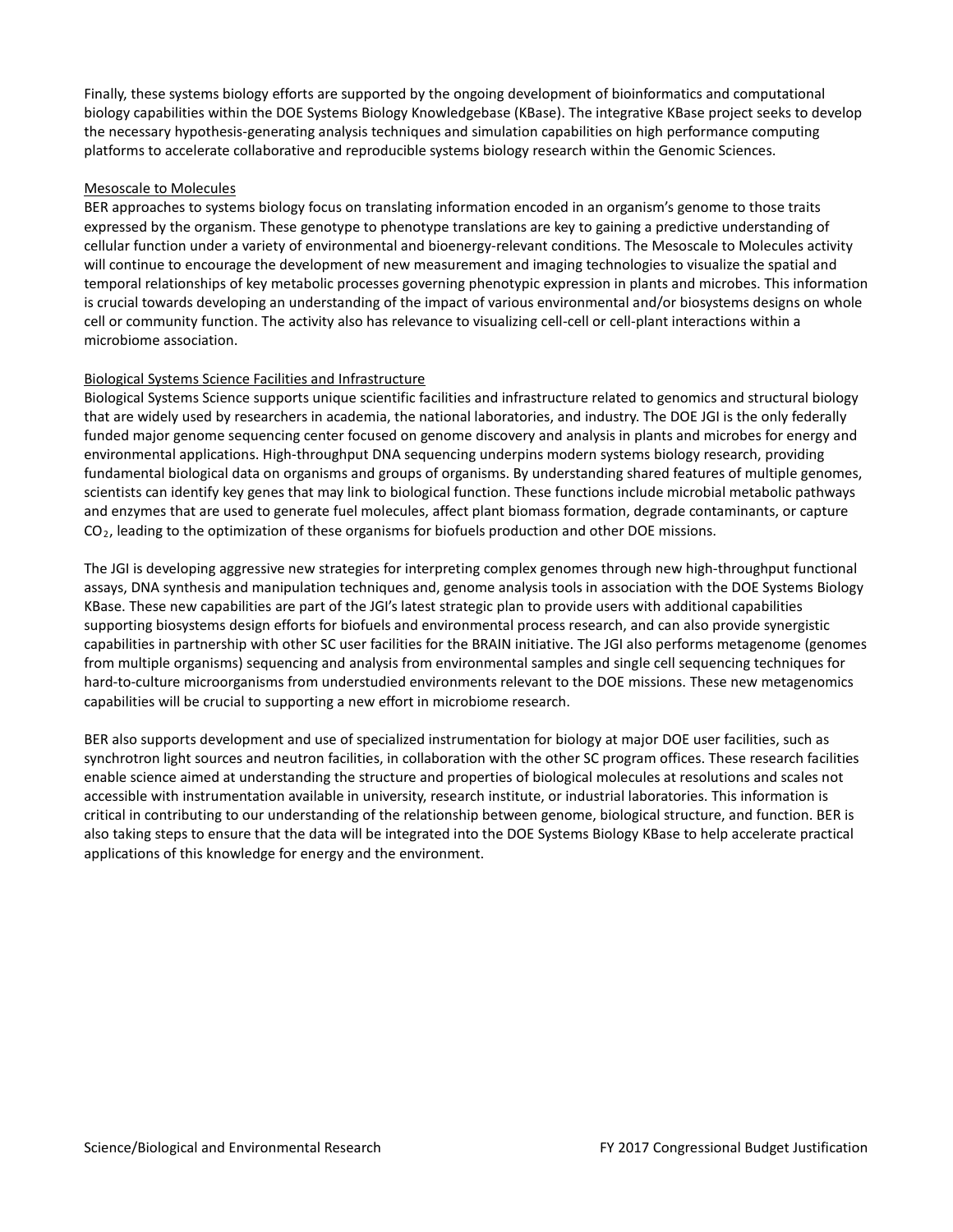Finally, these systems biology efforts are supported by the ongoing development of bioinformatics and computational biology capabilities within the DOE Systems Biology Knowledgebase (KBase). The integrative KBase project seeks to develop the necessary hypothesis-generating analysis techniques and simulation capabilities on high performance computing platforms to accelerate collaborative and reproducible systems biology research within the Genomic Sciences.

### Mesoscale to Molecules

BER approaches to systems biology focus on translating information encoded in an organism's genome to those traits expressed by the organism. These genotype to phenotype translations are key to gaining a predictive understanding of cellular function under a variety of environmental and bioenergy-relevant conditions. The Mesoscale to Molecules activity will continue to encourage the development of new measurement and imaging technologies to visualize the spatial and temporal relationships of key metabolic processes governing phenotypic expression in plants and microbes. This information is crucial towards developing an understanding of the impact of various environmental and/or biosystems designs on whole cell or community function. The activity also has relevance to visualizing cell-cell or cell-plant interactions within a microbiome association.

### Biological Systems Science Facilities and Infrastructure

Biological Systems Science supports unique scientific facilities and infrastructure related to genomics and structural biology that are widely used by researchers in academia, the national laboratories, and industry. The DOE JGI is the only federally funded major genome sequencing center focused on genome discovery and analysis in plants and microbes for energy and environmental applications. High-throughput DNA sequencing underpins modern systems biology research, providing fundamental biological data on organisms and groups of organisms. By understanding shared features of multiple genomes, scientists can identify key genes that may link to biological function. These functions include microbial metabolic pathways and enzymes that are used to generate fuel molecules, affect plant biomass formation, degrade contaminants, or capture $CO_2$, leading to the optimization of these organisms for biofuels production and other DOE missions.

The JGI is developing aggressive new strategies for interpreting complex genomes through new high-throughput functional assays, DNA synthesis and manipulation techniques and, genome analysis tools in association with the DOE Systems Biology KBase. These new capabilities are part of the JGI's latest strategic plan to provide users with additional capabilities supporting biosystems design efforts for biofuels and environmental process research, and can also provide synergistic capabilities in partnership with other SC user facilities for the BRAIN initiative. The JGI also performs metagenome (genomes from multiple organisms) sequencing and analysis from environmental samples and single cell sequencing techniques for hard-to-culture microorganisms from understudied environments relevant to the DOE missions. These new metagenomics capabilities will be crucial to supporting a new effort in microbiome research.

BER also supports development and use of specialized instrumentation for biology at major DOE user facilities, such as synchrotron light sources and neutron facilities, in collaboration with the other SC program offices. These research facilities enable science aimed at understanding the structure and properties of biological molecules at resolutions and scales not accessible with instrumentation available in university, research institute, or industrial laboratories. This information is critical in contributing to our understanding of the relationship between genome, biological structure, and function. BER is also taking steps to ensure that the data will be integrated into the DOE Systems Biology KBase to help accelerate practical applications of this knowledge for energy and the environment.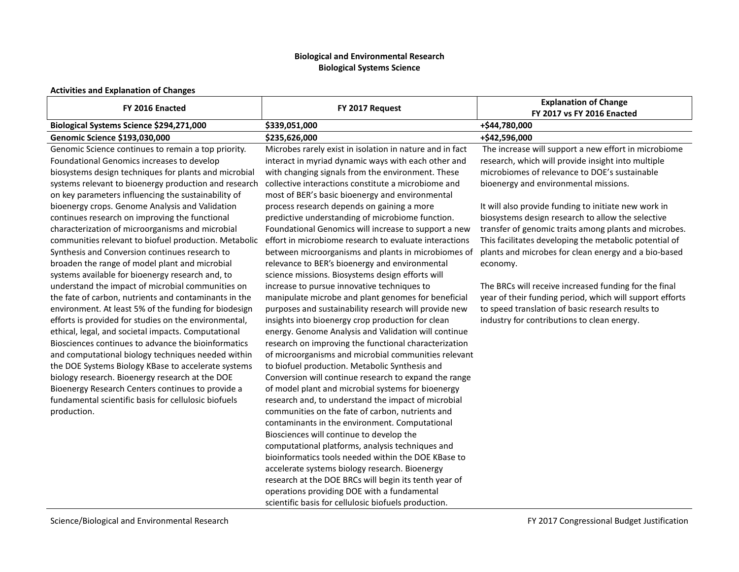**Biological and Environmental Research**
**Biological Systems Science**

**Activities and Explanation of Changes**

| FY 2016 Enacted | FY 2017 Request | Explanation of Change FY 2017 vs FY 2016 Enacted |
|---|---|---|
| **Biological Systems Science $294,271,000** | **$339,051,000** | **+$44,780,000** |
| **Genomic Science $193,030,000** | **$235,626,000** | **+$42,596,000** |
| Genomic Science continues to remain a top priority. Foundational Genomics increases to develop biosystems design techniques for plants and microbial systems relevant to bioenergy production and research on key parameters influencing the sustainability of bioenergy crops. Genome Analysis and Validation continues research on improving the functional characterization of microorganisms and microbial communities relevant to biofuel production. Metabolic Synthesis and Conversion continues research to broaden the range of model plant and microbial systems available for bioenergy research and, to understand the impact of microbial communities on the fate of carbon, nutrients and contaminants in the environment. At least 5% of the funding for biodesign efforts is provided for studies on the environmental, ethical, legal, and societal impacts. Computational Biosciences continues to advance the bioinformatics and computational biology techniques needed within the DOE Systems Biology KBase to accelerate systems biology research. Bioenergy research at the DOE Bioenergy Research Centers continues to provide a fundamental scientific basis for cellulosic biofuels production. | Microbes rarely exist in isolation in nature and in fact interact in myriad dynamic ways with each other and with changing signals from the environment. These collective interactions constitute a microbiome and most of BER's basic bioenergy and environmental process research depends on gaining a more predictive understanding of microbiome function. Foundational Genomics will increase to support a new effort in microbiome research to evaluate interactions between microorganisms and plants in microbiomes of relevance to BER's bioenergy and environmental science missions. Biosystems design efforts will increase to pursue innovative techniques to manipulate microbe and plant genomes for beneficial purposes and sustainability research will provide new insights into bioenergy crop production for clean energy. Genome Analysis and Validation will continue research on improving the functional characterization of microorganisms and microbial communities relevant to biofuel production. Metabolic Synthesis and Conversion will continue research to expand the range of model plant and microbial systems for bioenergy research and, to understand the impact of microbial communities on the fate of carbon, nutrients and contaminants in the environment. Computational Biosciences will continue to develop the computational platforms, analysis techniques and bioinformatics tools needed within the DOE KBase to accelerate systems biology research. Bioenergy research at the DOE BRCs will begin its tenth year of operations providing DOE with a fundamental scientific basis for cellulosic biofuels production. | The increase will support a new effort in microbiome research, which will provide insight into multiple microbiomes of relevance to DOE's sustainable bioenergy and environmental missions.<br><br>It will also provide funding to initiate new work in biosystems design research to allow the selective transfer of genomic traits among plants and microbes. This facilitates developing the metabolic potential of plants and microbes for clean energy and a bio-based economy.<br><br>The BRCs will receive increased funding for the final year of their funding period, which will support efforts to speed translation of basic research results to industry for contributions to clean energy. |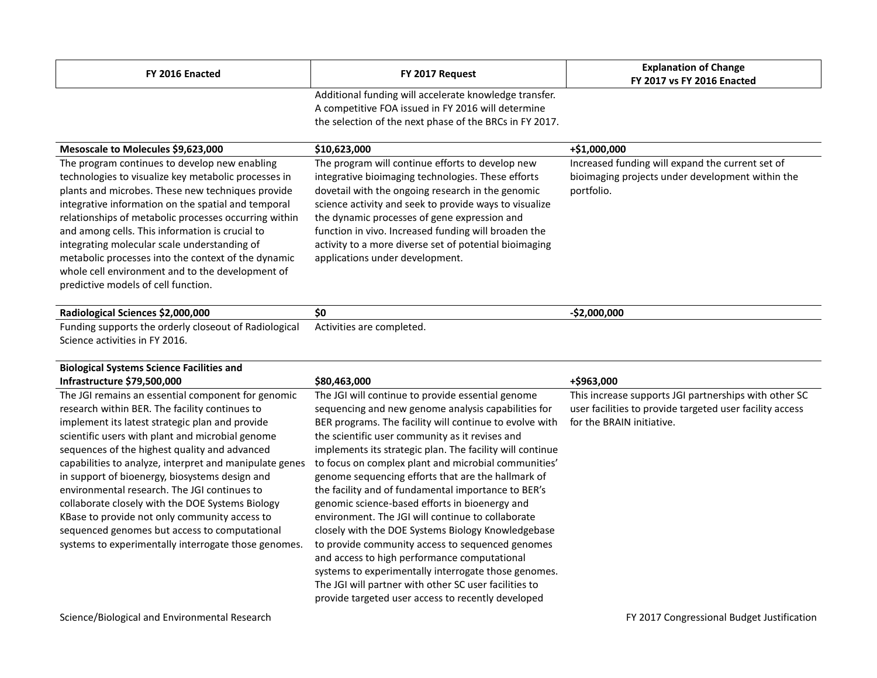| FY 2016 Enacted | FY 2017 Request | Explanation of Change FY 2017 vs FY 2016 Enacted |
|---|---|---|
| | Additional funding will accelerate knowledge transfer. A competitive FOA issued in FY 2016 will determine the selection of the next phase of the BRCs in FY 2017. | |
| **Mesoscale to Molecules $9,623,000** | **$10,623,000** | **+$1,000,000** |
| The program continues to develop new enabling technologies to visualize key metabolic processes in plants and microbes. These new techniques provide integrative information on the spatial and temporal relationships of metabolic processes occurring within and among cells. This information is crucial to integrating molecular scale understanding of metabolic processes into the context of the dynamic whole cell environment and to the development of predictive models of cell function. | The program will continue efforts to develop new integrative bioimaging technologies. These efforts dovetail with the ongoing research in the genomic science activity and seek to provide ways to visualize the dynamic processes of gene expression and function in vivo. Increased funding will broaden the activity to a more diverse set of potential bioimaging applications under development. | Increased funding will expand the current set of bioimaging projects under development within the portfolio. |
| **Radiological Sciences $2,000,000** | **$0** | **-$2,000,000** |
| Funding supports the orderly closeout of Radiological Science activities in FY 2016. | Activities are completed. | |
| **Biological Systems Science Facilities and Infrastructure $79,500,000** | **$80,463,000** | **+$963,000** |
| The JGI remains an essential component for genomic research within BER. The facility continues to implement its latest strategic plan and provide scientific users with plant and microbial genome sequences of the highest quality and advanced capabilities to analyze, interpret and manipulate genes in support of bioenergy, biosystems design and environmental research. The JGI continues to collaborate closely with the DOE Systems Biology KBase to provide not only community access to sequenced genomes but access to computational systems to experimentally interrogate those genomes. | The JGI will continue to provide essential genome sequencing and new genome analysis capabilities for BER programs. The facility will continue to evolve with the scientific user community as it revises and implements its strategic plan. The facility will continue to focus on complex plant and microbial communities' genome sequencing efforts that are the hallmark of the facility and of fundamental importance to BER's genomic science-based efforts in bioenergy and environment. The JGI will continue to collaborate closely with the DOE Systems Biology Knowledgebase to provide community access to sequenced genomes and access to high performance computational systems to experimentally interrogate those genomes. The JGI will partner with other SC user facilities to provide targeted user access to recently developed | This increase supports JGI partnerships with other SC user facilities to provide targeted user facility access for the BRAIN initiative. |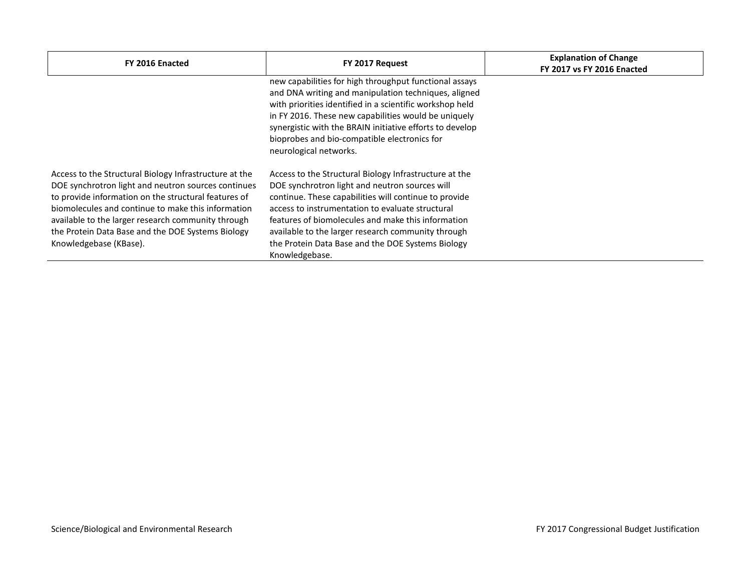| FY 2016 Enacted | FY 2017 Request | Explanation of Change FY 2017 vs FY 2016 Enacted |
| --- | --- | --- |
| | new capabilities for high throughput functional assays and DNA writing and manipulation techniques, aligned with priorities identified in a scientific workshop held in FY 2016. These new capabilities would be uniquely synergistic with the BRAIN initiative efforts to develop bioprobes and bio-compatible electronics for neurological networks. | |
| Access to the Structural Biology Infrastructure at the DOE synchrotron light and neutron sources continues to provide information on the structural features of biomolecules and continue to make this information available to the larger research community through the Protein Data Base and the DOE Systems Biology Knowledgebase (KBase). | Access to the Structural Biology Infrastructure at the DOE synchrotron light and neutron sources will continue. These capabilities will continue to provide access to instrumentation to evaluate structural features of biomolecules and make this information available to the larger research community through the Protein Data Base and the DOE Systems Biology Knowledgebase. | |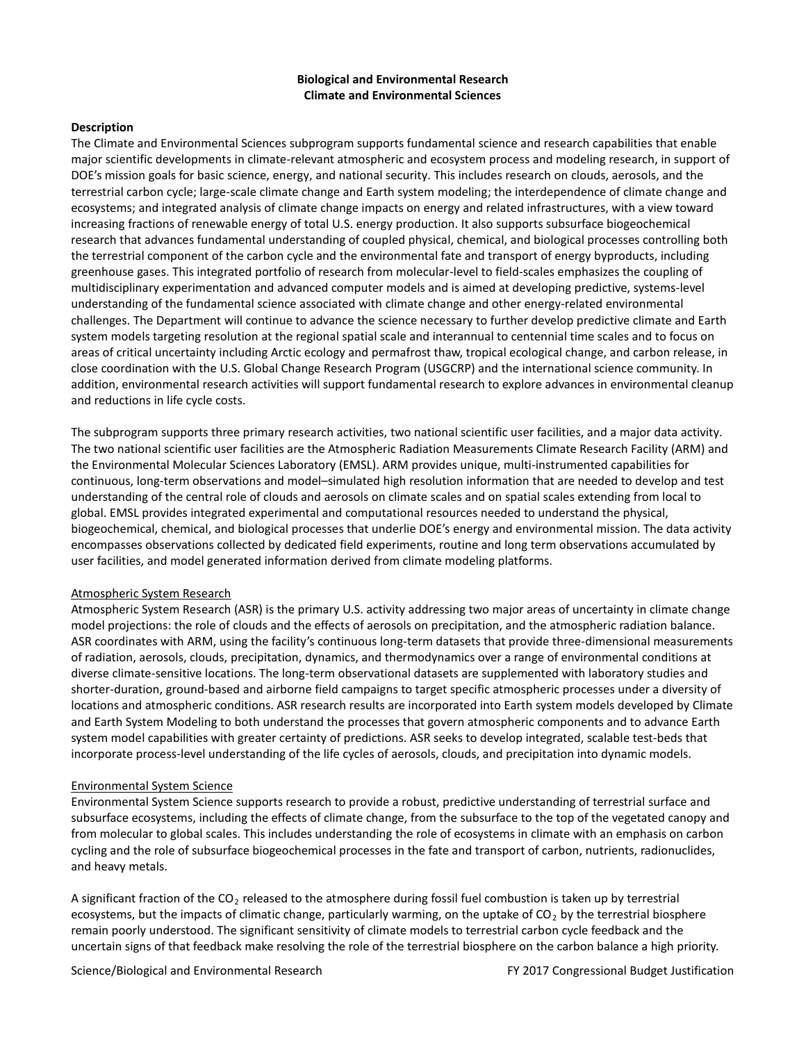**Biological and Environmental Research**
**Climate and Environmental Sciences**

**Description**

The Climate and Environmental Sciences subprogram supports fundamental science and research capabilities that enable major scientific developments in climate-relevant atmospheric and ecosystem process and modeling research, in support of DOE's mission goals for basic science, energy, and national security. This includes research on clouds, aerosols, and the terrestrial carbon cycle; large-scale climate change and Earth system modeling; the interdependence of climate change and ecosystems; and integrated analysis of climate change impacts on energy and related infrastructures, with a view toward increasing fractions of renewable energy of total U.S. energy production. It also supports subsurface biogeochemical research that advances fundamental understanding of coupled physical, chemical, and biological processes controlling both the terrestrial component of the carbon cycle and the environmental fate and transport of energy byproducts, including greenhouse gases. This integrated portfolio of research from molecular-level to field-scales emphasizes the coupling of multidisciplinary experimentation and advanced computer models and is aimed at developing predictive, systems-level understanding of the fundamental science associated with climate change and other energy-related environmental challenges. The Department will continue to advance the science necessary to further develop predictive climate and Earth system models targeting resolution at the regional spatial scale and interannual to centennial time scales and to focus on areas of critical uncertainty including Arctic ecology and permafrost thaw, tropical ecological change, and carbon release, in close coordination with the U.S. Global Change Research Program (USGCRP) and the international science community. In addition, environmental research activities will support fundamental research to explore advances in environmental cleanup and reductions in life cycle costs.

The subprogram supports three primary research activities, two national scientific user facilities, and a major data activity. The two national scientific user facilities are the Atmospheric Radiation Measurements Climate Research Facility (ARM) and the Environmental Molecular Sciences Laboratory (EMSL). ARM provides unique, multi-instrumented capabilities for continuous, long-term observations and model–simulated high resolution information that are needed to develop and test understanding of the central role of clouds and aerosols on climate scales and on spatial scales extending from local to global. EMSL provides integrated experimental and computational resources needed to understand the physical, biogeochemical, chemical, and biological processes that underlie DOE's energy and environmental mission. The data activity encompasses observations collected by dedicated field experiments, routine and long term observations accumulated by user facilities, and model generated information derived from climate modeling platforms.

Atmospheric System Research

Atmospheric System Research (ASR) is the primary U.S. activity addressing two major areas of uncertainty in climate change model projections: the role of clouds and the effects of aerosols on precipitation, and the atmospheric radiation balance. ASR coordinates with ARM, using the facility's continuous long-term datasets that provide three-dimensional measurements of radiation, aerosols, clouds, precipitation, dynamics, and thermodynamics over a range of environmental conditions at diverse climate-sensitive locations. The long-term observational datasets are supplemented with laboratory studies and shorter-duration, ground-based and airborne field campaigns to target specific atmospheric processes under a diversity of locations and atmospheric conditions. ASR research results are incorporated into Earth system models developed by Climate and Earth System Modeling to both understand the processes that govern atmospheric components and to advance Earth system model capabilities with greater certainty of predictions. ASR seeks to develop integrated, scalable test-beds that incorporate process-level understanding of the life cycles of aerosols, clouds, and precipitation into dynamic models.

Environmental System Science

Environmental System Science supports research to provide a robust, predictive understanding of terrestrial surface and subsurface ecosystems, including the effects of climate change, from the subsurface to the top of the vegetated canopy and from molecular to global scales. This includes understanding the role of ecosystems in climate with an emphasis on carbon cycling and the role of subsurface biogeochemical processes in the fate and transport of carbon, nutrients, radionuclides, and heavy metals.

A significant fraction of the $CO_2$ released to the atmosphere during fossil fuel combustion is taken up by terrestrial ecosystems, but the impacts of climatic change, particularly warming, on the uptake of $CO_2$ by the terrestrial biosphere remain poorly understood. The significant sensitivity of climate models to terrestrial carbon cycle feedback and the uncertain signs of that feedback make resolving the role of the terrestrial biosphere on the carbon balance a high priority.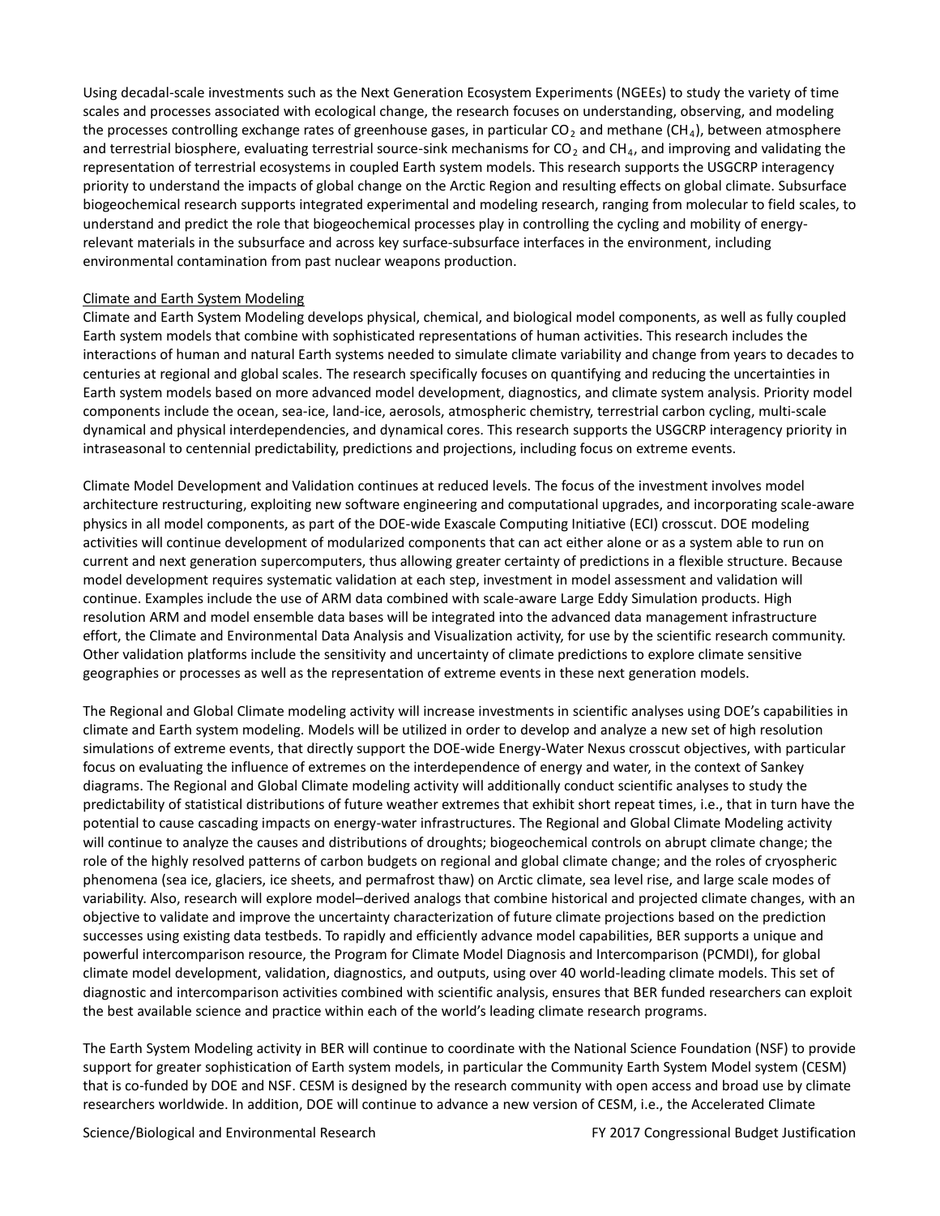Using decadal-scale investments such as the Next Generation Ecosystem Experiments (NGEEs) to study the variety of time scales and processes associated with ecological change, the research focuses on understanding, observing, and modeling the processes controlling exchange rates of greenhouse gases, in particular $CO_2$ and methane ($CH_4$), between atmosphere and terrestrial biosphere, evaluating terrestrial source-sink mechanisms for $CO_2$ and $CH_4$, and improving and validating the representation of terrestrial ecosystems in coupled Earth system models. This research supports the USGCRP interagency priority to understand the impacts of global change on the Arctic Region and resulting effects on global climate. Subsurface biogeochemical research supports integrated experimental and modeling research, ranging from molecular to field scales, to understand and predict the role that biogeochemical processes play in controlling the cycling and mobility of energy-relevant materials in the subsurface and across key surface-subsurface interfaces in the environment, including environmental contamination from past nuclear weapons production.

Climate and Earth System Modeling

Climate and Earth System Modeling develops physical, chemical, and biological model components, as well as fully coupled Earth system models that combine with sophisticated representations of human activities. This research includes the interactions of human and natural Earth systems needed to simulate climate variability and change from years to decades to centuries at regional and global scales. The research specifically focuses on quantifying and reducing the uncertainties in Earth system models based on more advanced model development, diagnostics, and climate system analysis. Priority model components include the ocean, sea-ice, land-ice, aerosols, atmospheric chemistry, terrestrial carbon cycling, multi-scale dynamical and physical interdependencies, and dynamical cores. This research supports the USGCRP interagency priority in intraseasonal to centennial predictability, predictions and projections, including focus on extreme events.

Climate Model Development and Validation continues at reduced levels. The focus of the investment involves model architecture restructuring, exploiting new software engineering and computational upgrades, and incorporating scale-aware physics in all model components, as part of the DOE-wide Exascale Computing Initiative (ECI) crosscut. DOE modeling activities will continue development of modularized components that can act either alone or as a system able to run on current and next generation supercomputers, thus allowing greater certainty of predictions in a flexible structure. Because model development requires systematic validation at each step, investment in model assessment and validation will continue. Examples include the use of ARM data combined with scale-aware Large Eddy Simulation products. High resolution ARM and model ensemble data bases will be integrated into the advanced data management infrastructure effort, the Climate and Environmental Data Analysis and Visualization activity, for use by the scientific research community. Other validation platforms include the sensitivity and uncertainty of climate predictions to explore climate sensitive geographies or processes as well as the representation of extreme events in these next generation models.

The Regional and Global Climate modeling activity will increase investments in scientific analyses using DOE's capabilities in climate and Earth system modeling. Models will be utilized in order to develop and analyze a new set of high resolution simulations of extreme events, that directly support the DOE-wide Energy-Water Nexus crosscut objectives, with particular focus on evaluating the influence of extremes on the interdependence of energy and water, in the context of Sankey diagrams. The Regional and Global Climate modeling activity will additionally conduct scientific analyses to study the predictability of statistical distributions of future weather extremes that exhibit short repeat times, i.e., that in turn have the potential to cause cascading impacts on energy-water infrastructures. The Regional and Global Climate Modeling activity will continue to analyze the causes and distributions of droughts; biogeochemical controls on abrupt climate change; the role of the highly resolved patterns of carbon budgets on regional and global climate change; and the roles of cryospheric phenomena (sea ice, glaciers, ice sheets, and permafrost thaw) on Arctic climate, sea level rise, and large scale modes of variability. Also, research will explore model–derived analogs that combine historical and projected climate changes, with an objective to validate and improve the uncertainty characterization of future climate projections based on the prediction successes using existing data testbeds. To rapidly and efficiently advance model capabilities, BER supports a unique and powerful intercomparison resource, the Program for Climate Model Diagnosis and Intercomparison (PCMDI), for global climate model development, validation, diagnostics, and outputs, using over 40 world-leading climate models. This set of diagnostic and intercomparison activities combined with scientific analysis, ensures that BER funded researchers can exploit the best available science and practice within each of the world's leading climate research programs.

The Earth System Modeling activity in BER will continue to coordinate with the National Science Foundation (NSF) to provide support for greater sophistication of Earth system models, in particular the Community Earth System Model system (CESM) that is co-funded by DOE and NSF. CESM is designed by the research community with open access and broad use by climate researchers worldwide. In addition, DOE will continue to advance a new version of CESM, i.e., the Accelerated Climate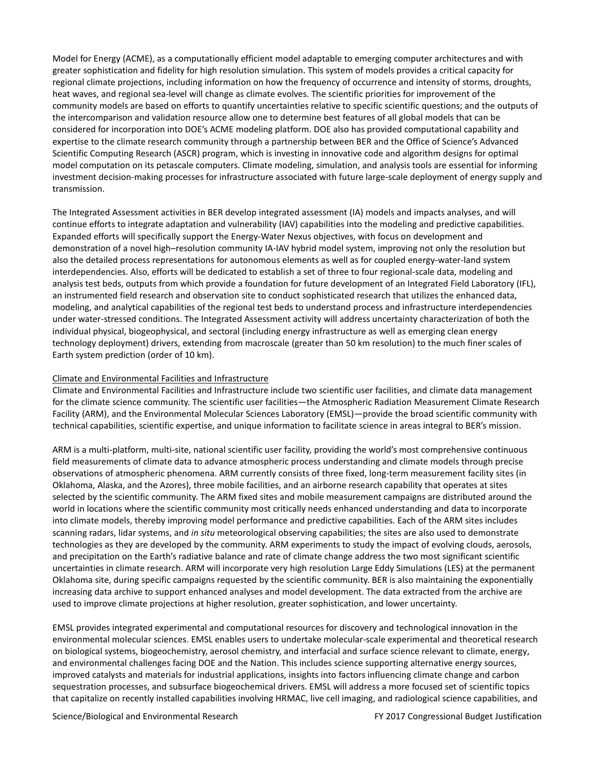Model for Energy (ACME), as a computationally efficient model adaptable to emerging computer architectures and with greater sophistication and fidelity for high resolution simulation. This system of models provides a critical capacity for regional climate projections, including information on how the frequency of occurrence and intensity of storms, droughts, heat waves, and regional sea-level will change as climate evolves. The scientific priorities for improvement of the community models are based on efforts to quantify uncertainties relative to specific scientific questions; and the outputs of the intercomparison and validation resource allow one to determine best features of all global models that can be considered for incorporation into DOE's ACME modeling platform. DOE also has provided computational capability and expertise to the climate research community through a partnership between BER and the Office of Science's Advanced Scientific Computing Research (ASCR) program, which is investing in innovative code and algorithm designs for optimal model computation on its petascale computers. Climate modeling, simulation, and analysis tools are essential for informing investment decision-making processes for infrastructure associated with future large-scale deployment of energy supply and transmission.

The Integrated Assessment activities in BER develop integrated assessment (IA) models and impacts analyses, and will continue efforts to integrate adaptation and vulnerability (IAV) capabilities into the modeling and predictive capabilities. Expanded efforts will specifically support the Energy-Water Nexus objectives, with focus on development and demonstration of a novel high–resolution community IA-IAV hybrid model system, improving not only the resolution but also the detailed process representations for autonomous elements as well as for coupled energy-water-land system interdependencies. Also, efforts will be dedicated to establish a set of three to four regional-scale data, modeling and analysis test beds, outputs from which provide a foundation for future development of an Integrated Field Laboratory (IFL), an instrumented field research and observation site to conduct sophisticated research that utilizes the enhanced data, modeling, and analytical capabilities of the regional test beds to understand process and infrastructure interdependencies under water-stressed conditions. The Integrated Assessment activity will address uncertainty characterization of both the individual physical, biogeophysical, and sectoral (including energy infrastructure as well as emerging clean energy technology deployment) drivers, extending from macroscale (greater than 50 km resolution) to the much finer scales of Earth system prediction (order of 10 km).

Climate and Environmental Facilities and Infrastructure

Climate and Environmental Facilities and Infrastructure include two scientific user facilities, and climate data management for the climate science community. The scientific user facilities—the Atmospheric Radiation Measurement Climate Research Facility (ARM), and the Environmental Molecular Sciences Laboratory (EMSL)—provide the broad scientific community with technical capabilities, scientific expertise, and unique information to facilitate science in areas integral to BER's mission.

ARM is a multi-platform, multi-site, national scientific user facility, providing the world's most comprehensive continuous field measurements of climate data to advance atmospheric process understanding and climate models through precise observations of atmospheric phenomena. ARM currently consists of three fixed, long-term measurement facility sites (in Oklahoma, Alaska, and the Azores), three mobile facilities, and an airborne research capability that operates at sites selected by the scientific community. The ARM fixed sites and mobile measurement campaigns are distributed around the world in locations where the scientific community most critically needs enhanced understanding and data to incorporate into climate models, thereby improving model performance and predictive capabilities. Each of the ARM sites includes scanning radars, lidar systems, and *in situ* meteorological observing capabilities; the sites are also used to demonstrate technologies as they are developed by the community. ARM experiments to study the impact of evolving clouds, aerosols, and precipitation on the Earth's radiative balance and rate of climate change address the two most significant scientific uncertainties in climate research. ARM will incorporate very high resolution Large Eddy Simulations (LES) at the permanent Oklahoma site, during specific campaigns requested by the scientific community. BER is also maintaining the exponentially increasing data archive to support enhanced analyses and model development. The data extracted from the archive are used to improve climate projections at higher resolution, greater sophistication, and lower uncertainty.

EMSL provides integrated experimental and computational resources for discovery and technological innovation in the environmental molecular sciences. EMSL enables users to undertake molecular-scale experimental and theoretical research on biological systems, biogeochemistry, aerosol chemistry, and interfacial and surface science relevant to climate, energy, and environmental challenges facing DOE and the Nation. This includes science supporting alternative energy sources, improved catalysts and materials for industrial applications, insights into factors influencing climate change and carbon sequestration processes, and subsurface biogeochemical drivers. EMSL will address a more focused set of scientific topics that capitalize on recently installed capabilities involving HRMAC, live cell imaging, and radiological science capabilities, and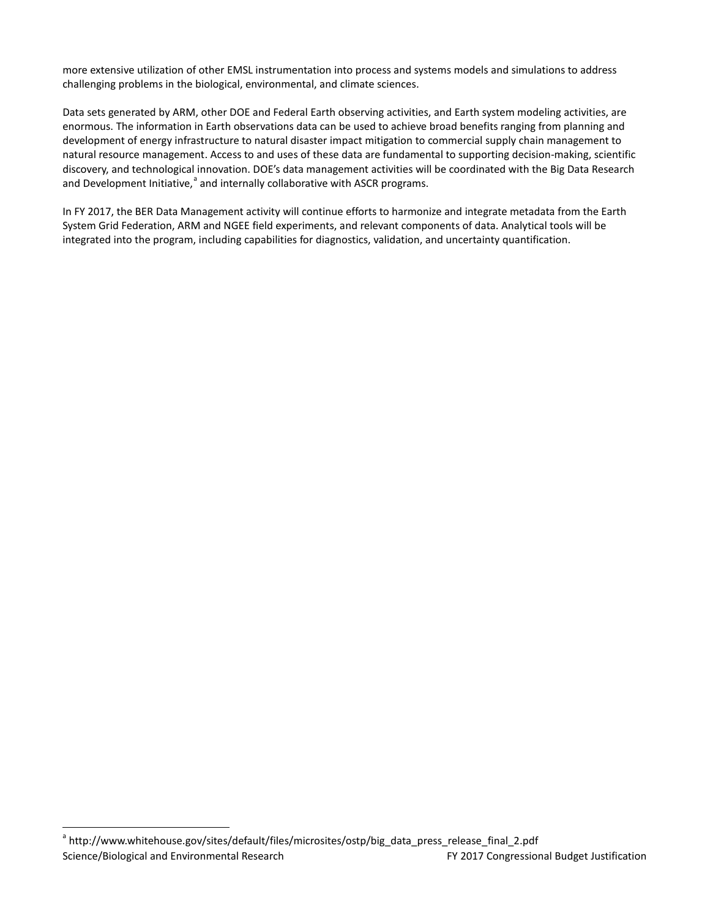more extensive utilization of other EMSL instrumentation into process and systems models and simulations to address challenging problems in the biological, environmental, and climate sciences.

Data sets generated by ARM, other DOE and Federal Earth observing activities, and Earth system modeling activities, are enormous. The information in Earth observations data can be used to achieve broad benefits ranging from planning and development of energy infrastructure to natural disaster impact mitigation to commercial supply chain management to natural resource management. Access to and uses of these data are fundamental to supporting decision-making, scientific discovery, and technological innovation. DOE's data management activities will be coordinated with the Big Data Research and Development Initiative,[a] and internally collaborative with ASCR programs.

In FY 2017, the BER Data Management activity will continue efforts to harmonize and integrate metadata from the Earth System Grid Federation, ARM and NGEE field experiments, and relevant components of data. Analytical tools will be integrated into the program, including capabilities for diagnostics, validation, and uncertainty quantification.

[a] http://www.whitehouse.gov/sites/default/files/microsites/ostp/big_data_press_release_final_2.pdf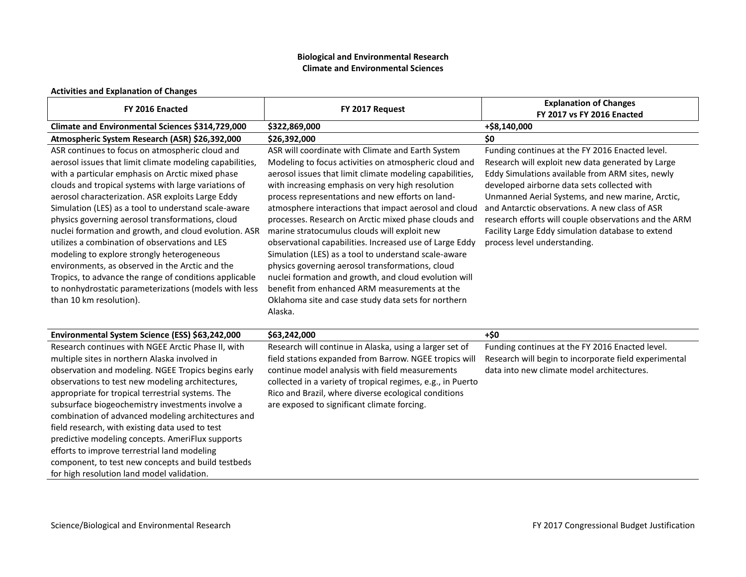**Biological and Environmental Research**
**Climate and Environmental Sciences**

**Activities and Explanation of Changes**

| FY 2016 Enacted | FY 2017 Request | Explanation of Changes FY 2017 vs FY 2016 Enacted |
|---|---|---|
| **Climate and Environmental Sciences $314,729,000** | **$322,869,000** | **+$8,140,000** |
| **Atmospheric System Research (ASR) $26,392,000** | **$26,392,000** | **$0** |
| ASR continues to focus on atmospheric cloud and aerosol issues that limit climate modeling capabilities, with a particular emphasis on Arctic mixed phase clouds and tropical systems with large variations of aerosol characterization. ASR exploits Large Eddy Simulation (LES) as a tool to understand scale-aware physics governing aerosol transformations, cloud nuclei formation and growth, and cloud evolution. ASR utilizes a combination of observations and LES modeling to explore strongly heterogeneous environments, as observed in the Arctic and the Tropics, to advance the range of conditions applicable to nonhydrostatic parameterizations (models with less than 10 km resolution). | ASR will coordinate with Climate and Earth System Modeling to focus activities on atmospheric cloud and aerosol issues that limit climate modeling capabilities, with increasing emphasis on very high resolution process representations and new efforts on land-atmosphere interactions that impact aerosol and cloud processes. Research on Arctic mixed phase clouds and marine stratocumulus clouds will exploit new observational capabilities. Increased use of Large Eddy Simulation (LES) as a tool to understand scale-aware physics governing aerosol transformations, cloud nuclei formation and growth, and cloud evolution will benefit from enhanced ARM measurements at the Oklahoma site and case study data sets for northern Alaska. | Funding continues at the FY 2016 Enacted level. Research will exploit new data generated by Large Eddy Simulations available from ARM sites, newly developed airborne data sets collected with Unmanned Aerial Systems, and new marine, Arctic, and Antarctic observations. A new class of ASR research efforts will couple observations and the ARM Facility Large Eddy simulation database to extend process level understanding. |
| **Environmental System Science (ESS) $63,242,000** | **$63,242,000** | **+$0** |
| Research continues with NGEE Arctic Phase II, with multiple sites in northern Alaska involved in observation and modeling. NGEE Tropics begins early observations to test new modeling architectures, appropriate for tropical terrestrial systems. The subsurface biogeochemistry investments involve a combination of advanced modeling architectures and field research, with existing data used to test predictive modeling concepts. AmeriFlux supports efforts to improve terrestrial land modeling component, to test new concepts and build testbeds for high resolution land model validation. | Research will continue in Alaska, using a larger set of field stations expanded from Barrow. NGEE tropics will continue model analysis with field measurements collected in a variety of tropical regimes, e.g., in Puerto Rico and Brazil, where diverse ecological conditions are exposed to significant climate forcing. | Funding continues at the FY 2016 Enacted level. Research will begin to incorporate field experimental data into new climate model architectures. |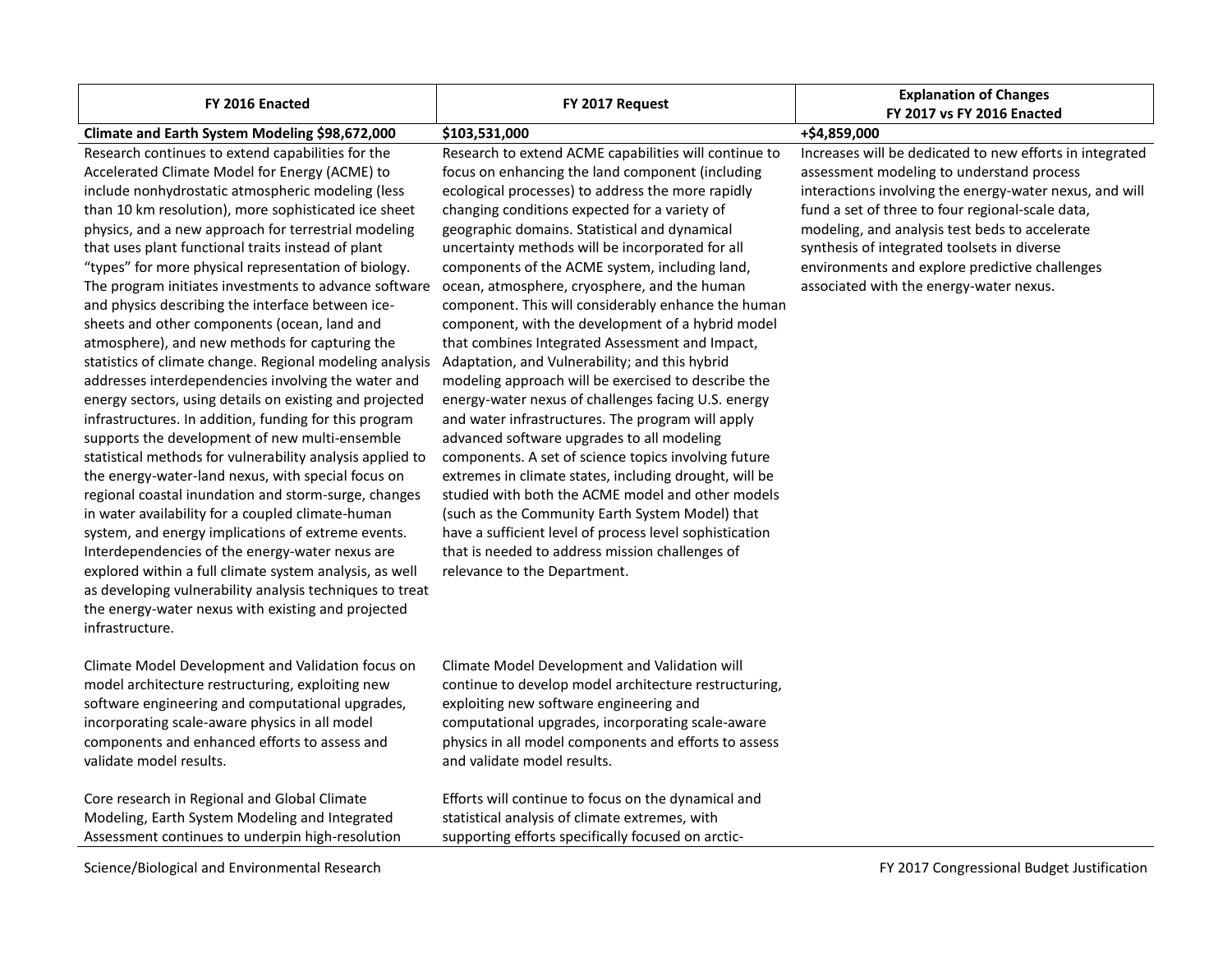| FY 2016 Enacted | FY 2017 Request | Explanation of Changes FY 2017 vs FY 2016 Enacted |
|---|---|---|
| **Climate and Earth System Modeling $98,672,000** | **$103,531,000** | **+$4,859,000** |
| Research continues to extend capabilities for the Accelerated Climate Model for Energy (ACME) to include nonhydrostatic atmospheric modeling (less than 10 km resolution), more sophisticated ice sheet physics, and a new approach for terrestrial modeling that uses plant functional traits instead of plant "types" for more physical representation of biology. The program initiates investments to advance software and physics describing the interface between ice-sheets and other components (ocean, land and atmosphere), and new methods for capturing the statistics of climate change. Regional modeling analysis addresses interdependencies involving the water and energy sectors, using details on existing and projected infrastructures. In addition, funding for this program supports the development of new multi-ensemble statistical methods for vulnerability analysis applied to the energy-water-land nexus, with special focus on regional coastal inundation and storm-surge, changes in water availability for a coupled climate-human system, and energy implications of extreme events. Interdependencies of the energy-water nexus are explored within a full climate system analysis, as well as developing vulnerability analysis techniques to treat the energy-water nexus with existing and projected infrastructure. | Research to extend ACME capabilities will continue to focus on enhancing the land component (including ecological processes) to address the more rapidly changing conditions expected for a variety of geographic domains. Statistical and dynamical uncertainty methods will be incorporated for all components of the ACME system, including land, ocean, atmosphere, cryosphere, and the human component. This will considerably enhance the human component, with the development of a hybrid model that combines Integrated Assessment and Impact, Adaptation, and Vulnerability; and this hybrid modeling approach will be exercised to describe the energy-water nexus of challenges facing U.S. energy and water infrastructures. The program will apply advanced software upgrades to all modeling components. A set of science topics involving future extremes in climate states, including drought, will be studied with both the ACME model and other models (such as the Community Earth System Model) that have a sufficient level of process level sophistication that is needed to address mission challenges of relevance to the Department. | Increases will be dedicated to new efforts in integrated assessment modeling to understand process interactions involving the energy-water nexus, and will fund a set of three to four regional-scale data, modeling, and analysis test beds to accelerate synthesis of integrated toolsets in diverse environments and explore predictive challenges associated with the energy-water nexus. |
| Climate Model Development and Validation focus on model architecture restructuring, exploiting new software engineering and computational upgrades, incorporating scale-aware physics in all model components and enhanced efforts to assess and validate model results. | Climate Model Development and Validation will continue to develop model architecture restructuring, exploiting new software engineering and computational upgrades, incorporating scale-aware physics in all model components and efforts to assess and validate model results. | |
| Core research in Regional and Global Climate Modeling, Earth System Modeling and Integrated Assessment continues to underpin high-resolution | Efforts will continue to focus on the dynamical and statistical analysis of climate extremes, with supporting efforts specifically focused on arctic- | |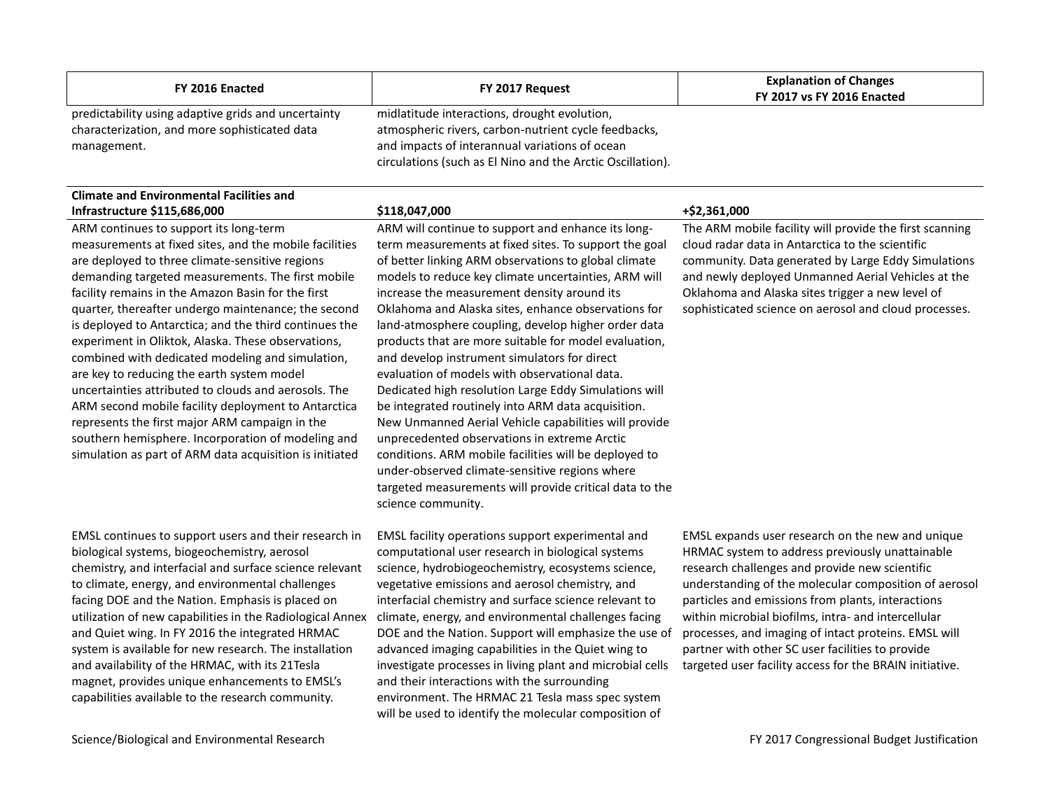| FY 2016 Enacted | FY 2017 Request | Explanation of Changes FY 2017 vs FY 2016 Enacted |
|---|---|---|
| predictability using adaptive grids and uncertainty characterization, and more sophisticated data management. | midlatitude interactions, drought evolution, atmospheric rivers, carbon-nutrient cycle feedbacks, and impacts of interannual variations of ocean circulations (such as El Nino and the Arctic Oscillation). | |
| **Climate and Environmental Facilities and Infrastructure $115,686,000** | **$118,047,000** | **+$2,361,000** |
| ARM continues to support its long-term measurements at fixed sites, and the mobile facilities are deployed to three climate-sensitive regions demanding targeted measurements. The first mobile facility remains in the Amazon Basin for the first quarter, thereafter undergo maintenance; the second is deployed to Antarctica; and the third continues the experiment in Oliktok, Alaska. These observations, combined with dedicated modeling and simulation, are key to reducing the earth system model uncertainties attributed to clouds and aerosols. The ARM second mobile facility deployment to Antarctica represents the first major ARM campaign in the southern hemisphere. Incorporation of modeling and simulation as part of ARM data acquisition is initiated | ARM will continue to support and enhance its long-term measurements at fixed sites. To support the goal of better linking ARM observations to global climate models to reduce key climate uncertainties, ARM will increase the measurement density around its Oklahoma and Alaska sites, enhance observations for land-atmosphere coupling, develop higher order data products that are more suitable for model evaluation, and develop instrument simulators for direct evaluation of models with observational data. Dedicated high resolution Large Eddy Simulations will be integrated routinely into ARM data acquisition. New Unmanned Aerial Vehicle capabilities will provide unprecedented observations in extreme Arctic conditions. ARM mobile facilities will be deployed to under-observed climate-sensitive regions where targeted measurements will provide critical data to the science community. | The ARM mobile facility will provide the first scanning cloud radar data in Antarctica to the scientific community. Data generated by Large Eddy Simulations and newly deployed Unmanned Aerial Vehicles at the Oklahoma and Alaska sites trigger a new level of sophisticated science on aerosol and cloud processes. |
| EMSL continues to support users and their research in biological systems, biogeochemistry, aerosol chemistry, and interfacial and surface science relevant to climate, energy, and environmental challenges facing DOE and the Nation. Emphasis is placed on utilization of new capabilities in the Radiological Annex and Quiet wing. In FY 2016 the integrated HRMAC system is available for new research. The installation and availability of the HRMAC, with its 21Tesla magnet, provides unique enhancements to EMSL's capabilities available to the research community. | EMSL facility operations support experimental and computational user research in biological systems science, hydrobiogeochemistry, ecosystems science, vegetative emissions and aerosol chemistry, and interfacial chemistry and surface science relevant to climate, energy, and environmental challenges facing DOE and the Nation. Support will emphasize the use of advanced imaging capabilities in the Quiet wing to investigate processes in living plant and microbial cells and their interactions with the surrounding environment. The HRMAC 21 Tesla mass spec system will be used to identify the molecular composition of | EMSL expands user research on the new and unique HRMAC system to address previously unattainable research challenges and provide new scientific understanding of the molecular composition of aerosol particles and emissions from plants, interactions within microbial biofilms, intra- and intercellular processes, and imaging of intact proteins. EMSL will partner with other SC user facilities to provide targeted user facility access for the BRAIN initiative. |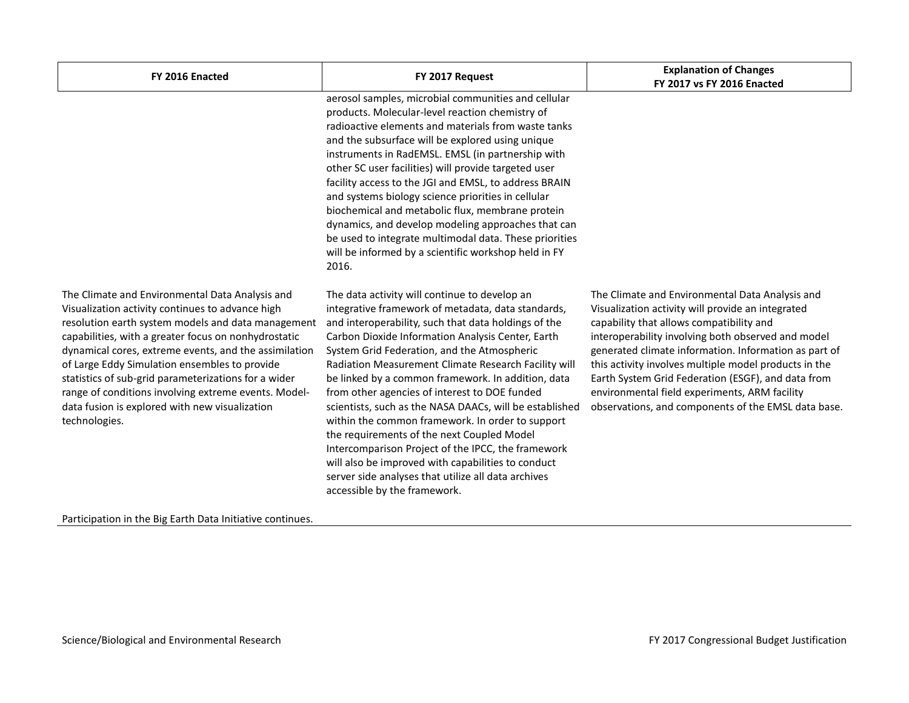| FY 2016 Enacted | FY 2017 Request | Explanation of Changes FY 2017 vs FY 2016 Enacted |
|---|---|---|
| | aerosol samples, microbial communities and cellular products. Molecular-level reaction chemistry of radioactive elements and materials from waste tanks and the subsurface will be explored using unique instruments in RadEMSL. EMSL (in partnership with other SC user facilities) will provide targeted user facility access to the JGI and EMSL, to address BRAIN and systems biology science priorities in cellular biochemical and metabolic flux, membrane protein dynamics, and develop modeling approaches that can be used to integrate multimodal data. These priorities will be informed by a scientific workshop held in FY 2016. | |
| The Climate and Environmental Data Analysis and Visualization activity continues to advance high resolution earth system models and data management capabilities, with a greater focus on nonhydrostatic dynamical cores, extreme events, and the assimilation of Large Eddy Simulation ensembles to provide statistics of sub-grid parameterizations for a wider range of conditions involving extreme events. Model-data fusion is explored with new visualization technologies. | The data activity will continue to develop an integrative framework of metadata, data standards, and interoperability, such that data holdings of the Carbon Dioxide Information Analysis Center, Earth System Grid Federation, and the Atmospheric Radiation Measurement Climate Research Facility will be linked by a common framework. In addition, data from other agencies of interest to DOE funded scientists, such as the NASA DAACs, will be established within the common framework. In order to support the requirements of the next Coupled Model Intercomparison Project of the IPCC, the framework will also be improved with capabilities to conduct server side analyses that utilize all data archives accessible by the framework. | The Climate and Environmental Data Analysis and Visualization activity will provide an integrated capability that allows compatibility and interoperability involving both observed and model generated climate information. Information as part of this activity involves multiple model products in the Earth System Grid Federation (ESGF), and data from environmental field experiments, ARM facility observations, and components of the EMSL data base. |
| Participation in the Big Earth Data Initiative continues. | | |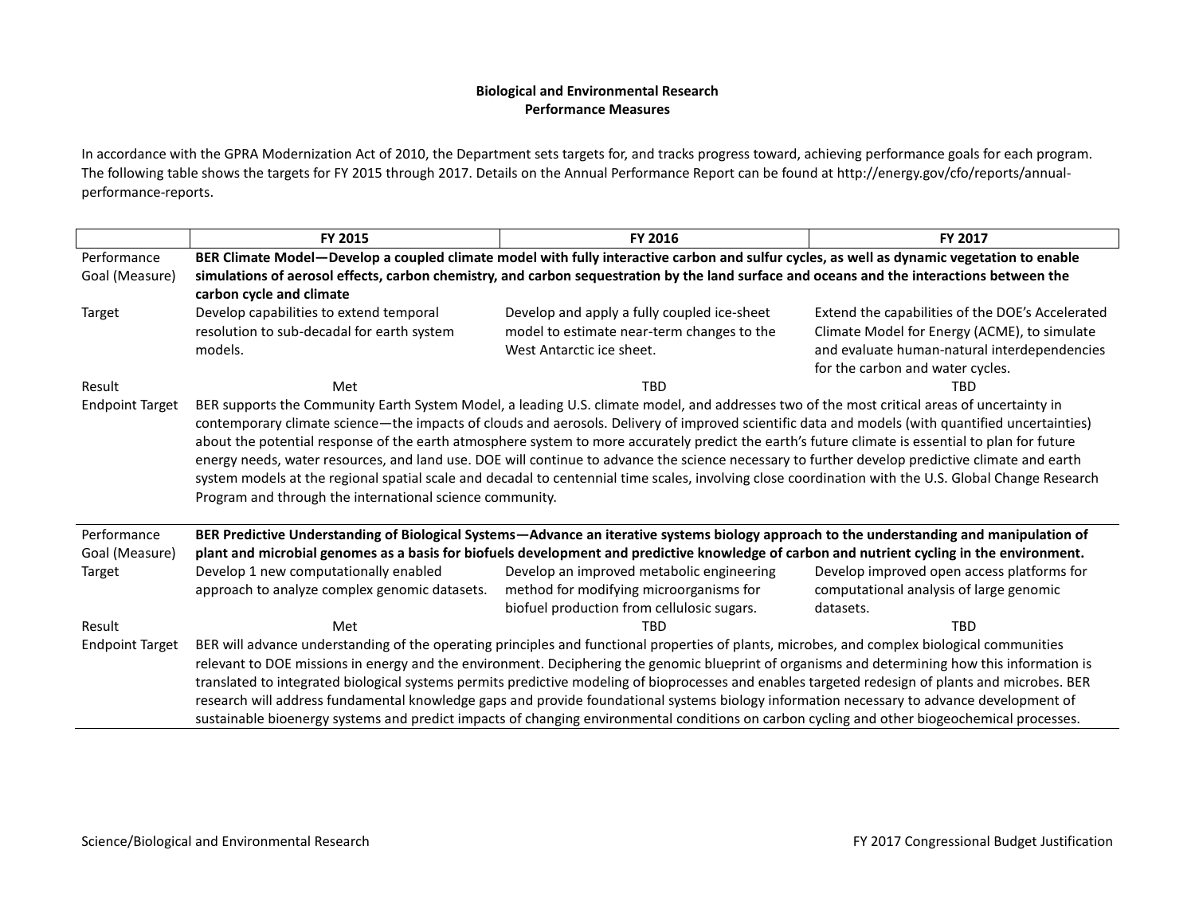**Biological and Environmental Research**
**Performance Measures**

In accordance with the GPRA Modernization Act of 2010, the Department sets targets for, and tracks progress toward, achieving performance goals for each program. The following table shows the targets for FY 2015 through 2017. Details on the Annual Performance Report can be found at http://energy.gov/cfo/reports/annual-performance-reports.

| | FY 2015 | FY 2016 | FY 2017 |
|---|---|---|---|
| Performance Goal (Measure) | **BER Climate Model—Develop a coupled climate model with fully interactive carbon and sulfur cycles, as well as dynamic vegetation to enable simulations of aerosol effects, carbon chemistry, and carbon sequestration by the land surface and oceans and the interactions between the carbon cycle and climate** | | |
| Target | Develop capabilities to extend temporal resolution to sub-decadal for earth system models. | Develop and apply a fully coupled ice-sheet model to estimate near-term changes to the West Antarctic ice sheet. | Extend the capabilities of the DOE's Accelerated Climate Model for Energy (ACME), to simulate and evaluate human-natural interdependencies for the carbon and water cycles. |
| Result | Met | TBD | TBD |
| Endpoint Target | BER supports the Community Earth System Model, a leading U.S. climate model, and addresses two of the most critical areas of uncertainty in contemporary climate science—the impacts of clouds and aerosols. Delivery of improved scientific data and models (with quantified uncertainties) about the potential response of the earth atmosphere system to more accurately predict the earth's future climate is essential to plan for future energy needs, water resources, and land use. DOE will continue to advance the science necessary to further develop predictive climate and earth system models at the regional spatial scale and decadal to centennial time scales, involving close coordination with the U.S. Global Change Research Program and through the international science community. | | |
| Performance Goal (Measure) | **BER Predictive Understanding of Biological Systems—Advance an iterative systems biology approach to the understanding and manipulation of plant and microbial genomes as a basis for biofuels development and predictive knowledge of carbon and nutrient cycling in the environment.** | | |
| Target | Develop 1 new computationally enabled approach to analyze complex genomic datasets. | Develop an improved metabolic engineering method for modifying microorganisms for biofuel production from cellulosic sugars. | Develop improved open access platforms for computational analysis of large genomic datasets. |
| Result | Met | TBD | TBD |
| Endpoint Target | BER will advance understanding of the operating principles and functional properties of plants, microbes, and complex biological communities relevant to DOE missions in energy and the environment. Deciphering the genomic blueprint of organisms and determining how this information is translated to integrated biological systems permits predictive modeling of bioprocesses and enables targeted redesign of plants and microbes. BER research will address fundamental knowledge gaps and provide foundational systems biology information necessary to advance development of sustainable bioenergy systems and predict impacts of changing environmental conditions on carbon cycling and other biogeochemical processes. | | |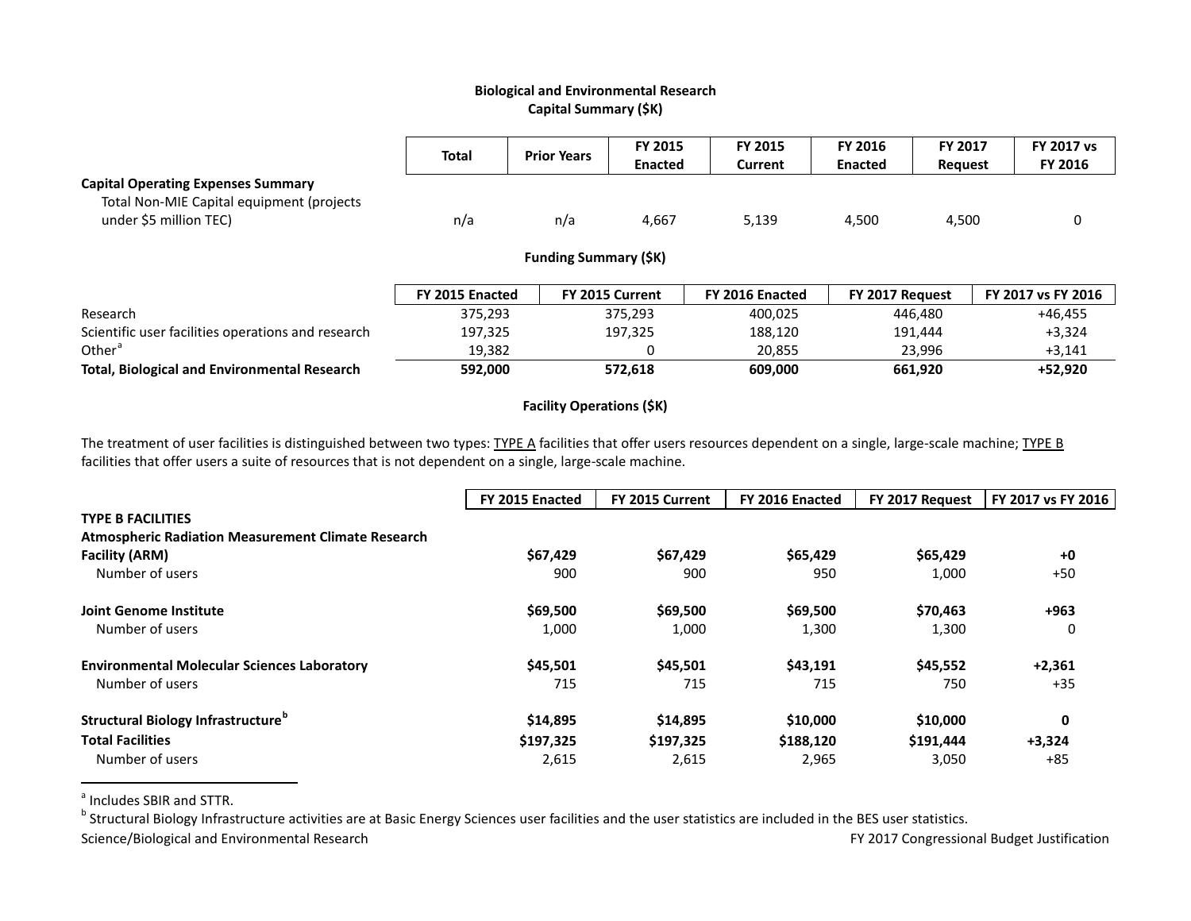## Biological and Environmental Research
## Capital Summary ($K)

| | Total | Prior Years | FY 2015 Enacted | FY 2015 Current | FY 2016 Enacted | FY 2017 Request | FY 2017 vs FY 2016 |
|---|---|---|---|---|---|---|---|
| **Capital Operating Expenses Summary** | | | | | | | |
| Total Non-MIE Capital equipment (projects under $5 million TEC) | n/a | n/a | 4,667 | 5,139 | 4,500 | 4,500 | 0 |

### Funding Summary ($K)

| | FY 2015 Enacted | FY 2015 Current | FY 2016 Enacted | FY 2017 Request | FY 2017 vs FY 2016 |
|---|---|---|---|---|---|
| Research | 375,293 | 375,293 | 400,025 | 446,480 | +46,455 |
| Scientific user facilities operations and research | 197,325 | 197,325 | 188,120 | 191,444 | +3,324 |
| Other[a] | 19,382 | 0 | 20,855 | 23,996 | +3,141 |
| **Total, Biological and Environmental Research** | **592,000** | **572,618** | **609,000** | **661,920** | **+52,920** |

### Facility Operations ($K)

The treatment of user facilities is distinguished between two types: TYPE A facilities that offer users resources dependent on a single, large-scale machine; TYPE B facilities that offer users a suite of resources that is not dependent on a single, large-scale machine.

| | FY 2015 Enacted | FY 2015 Current | FY 2016 Enacted | FY 2017 Request | FY 2017 vs FY 2016 |
|---|---|---|---|---|---|
| **TYPE B FACILITIES** | | | | | |
| **Atmospheric Radiation Measurement Climate Research Facility (ARM)** | **$67,429** | **$67,429** | **$65,429** | **$65,429** | **+0** |
| Number of users | 900 | 900 | 950 | 1,000 | +50 |
| **Joint Genome Institute** | **$69,500** | **$69,500** | **$69,500** | **$70,463** | **+963** |
| Number of users | 1,000 | 1,000 | 1,300 | 1,300 | 0 |
| **Environmental Molecular Sciences Laboratory** | **$45,501** | **$45,501** | **$43,191** | **$45,552** | **+2,361** |
| Number of users | 715 | 715 | 715 | 750 | +35 |
| **Structural Biology Infrastructure[b]** | **$14,895** | **$14,895** | **$10,000** | **$10,000** | **0** |
| **Total Facilities** | **$197,325** | **$197,325** | **$188,120** | **$191,444** | **+3,324** |
| Number of users | 2,615 | 2,615 | 2,965 | 3,050 | +85 |

[a] Includes SBIR and STTR.

[b] Structural Biology Infrastructure activities are at Basic Energy Sciences user facilities and the user statistics are included in the BES user statistics.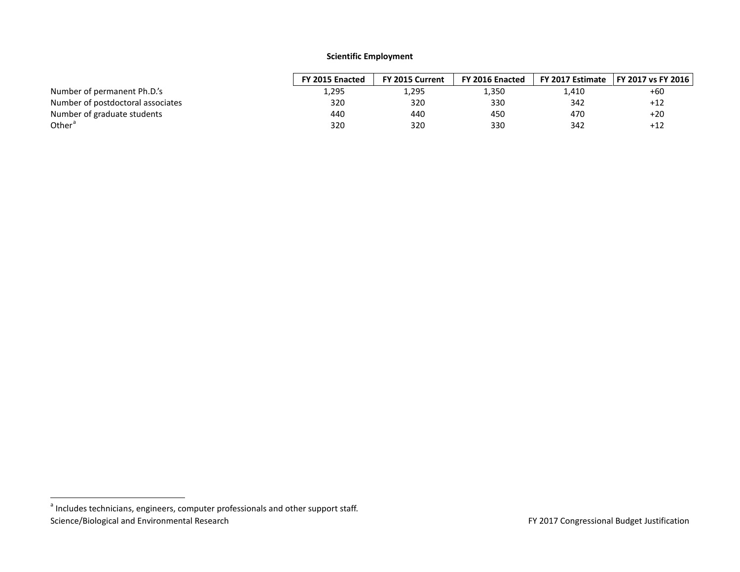**Scientific Employment**

| | FY 2015 Enacted | FY 2015 Current | FY 2016 Enacted | FY 2017 Estimate | FY 2017 vs FY 2016 |
|---|---|---|---|---|---|
| Number of permanent Ph.D.'s | 1,295 | 1,295 | 1,350 | 1,410 | +60 |
| Number of postdoctoral associates | 320 | 320 | 330 | 342 | +12 |
| Number of graduate students | 440 | 440 | 450 | 470 | +20 |
| Other[a] | 320 | 320 | 330 | 342 | +12 |

[a] Includes technicians, engineers, computer professionals and other support staff.